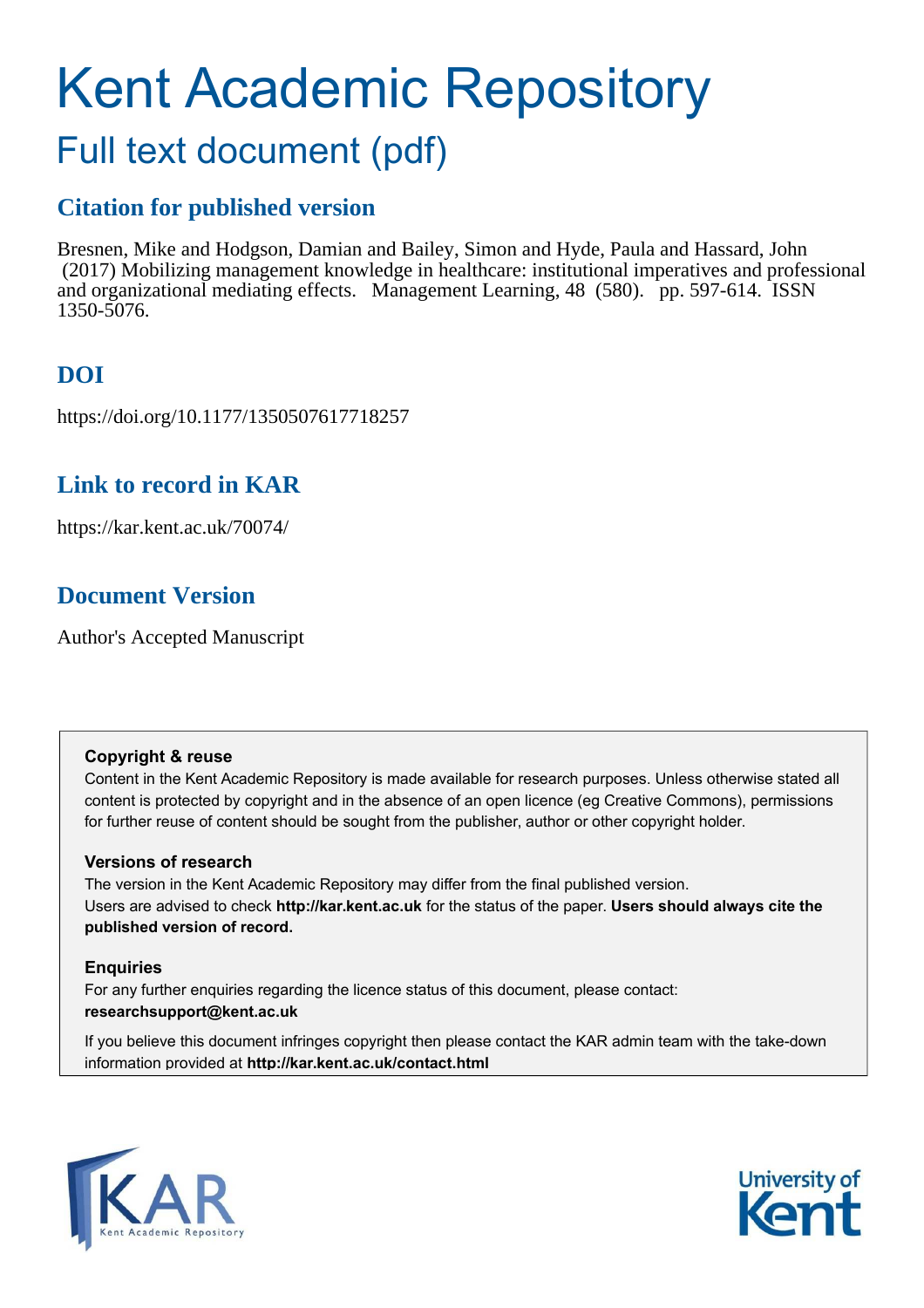# Kent Academic Repository

## Full text document (pdf)

## Citation for published version

Bresnen, Mike and Hodgson, Damian and Bailey, Simon and Hyde, Paula and Hassard, John (2017) Mobilizing management knowledge in healthcare: institutional imperatives and professional and organizational mediating effects. Management Learning, 48 (580). pp. 597-614. ISSN 1350-5076.

## DOI

https://doi.org/10.1177/1350507617718257

## Link to record in KAR

https://kar.kent.ac.uk/70074/

## Document Version

Author's Accepted Manuscript

**Copyright & reuse**

Content in the Kent Academic Repository is made available for research purposes. Unless otherwise stated all content is protected by copyright and in the absence of an open licence (eg Creative Commons), permissions for further reuse of content should be sought from the publisher, author or other copyright holder.

**Versions of research**

The version in the Kent Academic Repository may differ from the final published version. Users are advised to check **http://kar.kent.ac.uk** for the status of the paper. **Users should always cite the published version of record.**

**Enquiries**

For any further enquiries regarding the licence status of this document, please contact: **researchsupport@kent.ac.uk**

If you believe this document infringes copyright then please contact the KAR admin team with the take-down information provided at **http://kar.kent.ac.uk/contact.html**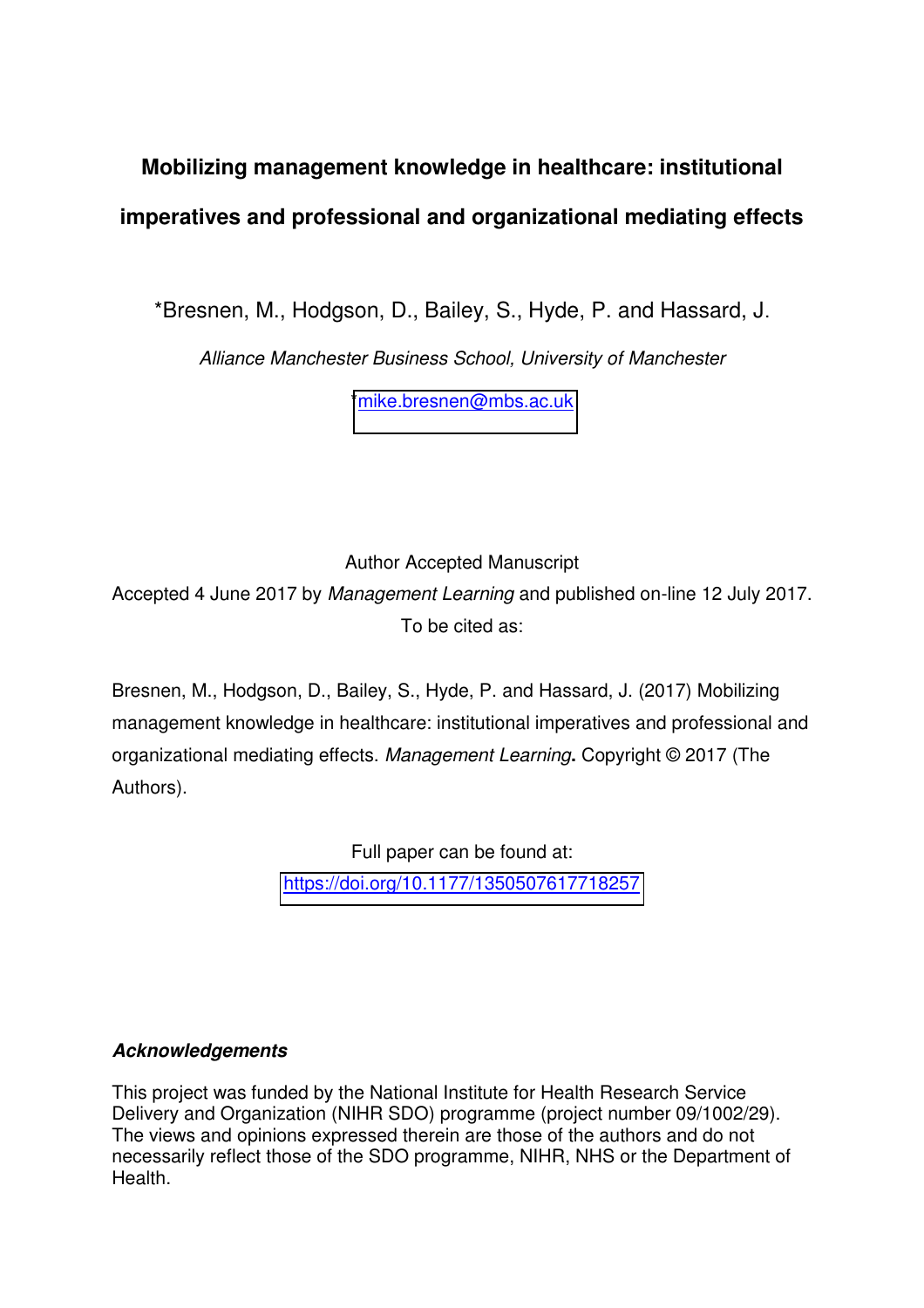# Mobilizing management knowledge in healthcare: institutional imperatives and professional and organizational mediating effects

*Bresnen, M., Hodgson, D., Bailey, S., Hyde, P. and Hassard, J.

*Alliance Manchester Business School, University of Manchester*

*mike.bresnen@mbs.ac.uk

Author Accepted Manuscript

Accepted 4 June 2017 by *Management Learning* and published on-line 12 July 2017. To be cited as:

Bresnen, M., Hodgson, D., Bailey, S., Hyde, P. and Hassard, J. (2017) Mobilizing management knowledge in healthcare: institutional imperatives and professional and organizational mediating effects. *Management Learning***.** Copyright © 2017 (The Authors).

Full paper can be found at:

https://doi.org/10.1177/1350507617718257

***Acknowledgements***

This project was funded by the National Institute for Health Research Service Delivery and Organization (NIHR SDO) programme (project number 09/1002/29). The views and opinions expressed therein are those of the authors and do not necessarily reflect those of the SDO programme, NIHR, NHS or the Department of Health.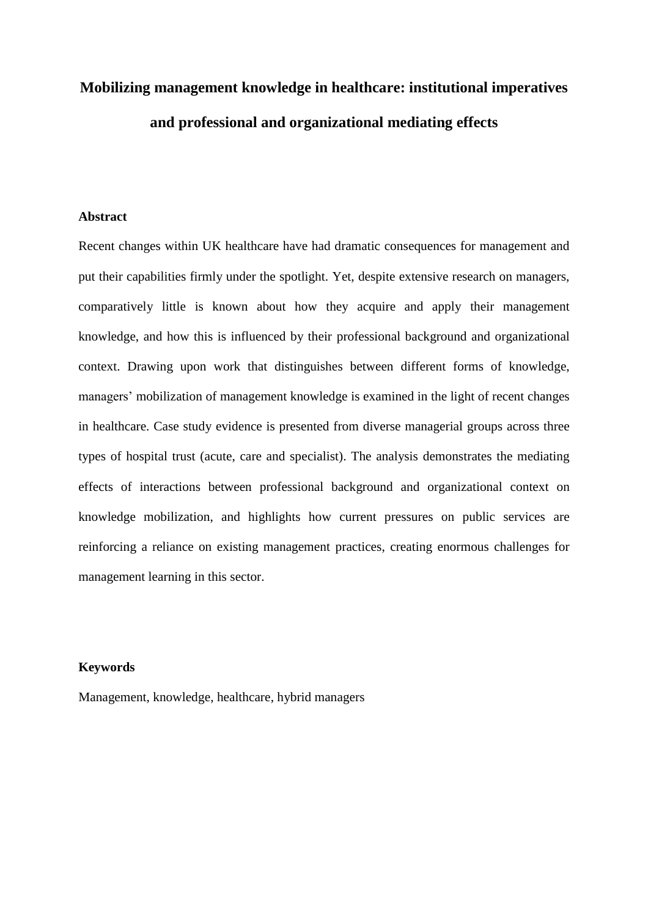# Mobilizing management knowledge in healthcare: institutional imperatives and professional and organizational mediating effects

## Abstract

Recent changes within UK healthcare have had dramatic consequences for management and put their capabilities firmly under the spotlight. Yet, despite extensive research on managers, comparatively little is known about how they acquire and apply their management knowledge, and how this is influenced by their professional background and organizational context. Drawing upon work that distinguishes between different forms of knowledge, managers' mobilization of management knowledge is examined in the light of recent changes in healthcare. Case study evidence is presented from diverse managerial groups across three types of hospital trust (acute, care and specialist). The analysis demonstrates the mediating effects of interactions between professional background and organizational context on knowledge mobilization, and highlights how current pressures on public services are reinforcing a reliance on existing management practices, creating enormous challenges for management learning in this sector.

## Keywords

Management, knowledge, healthcare, hybrid managers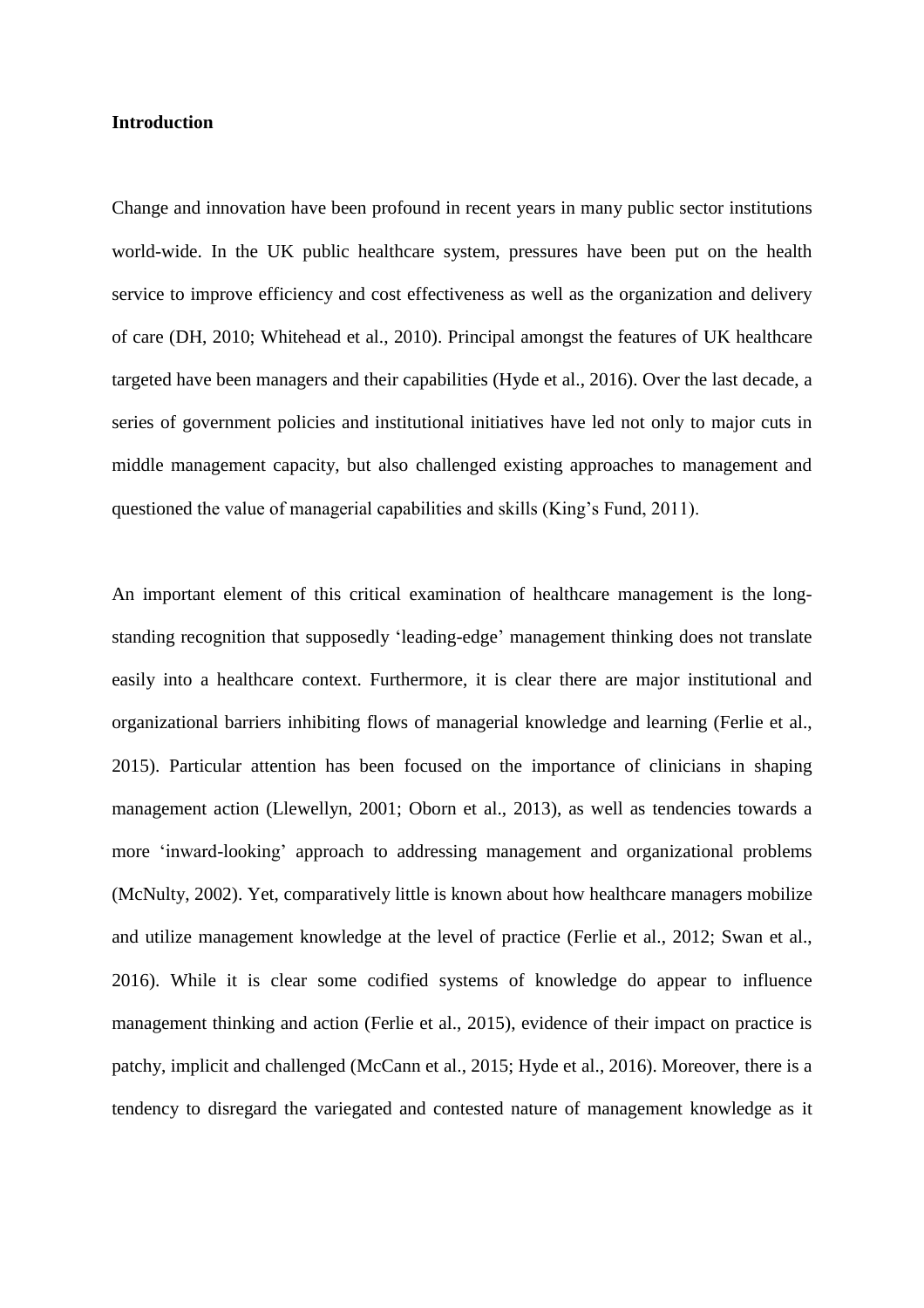**Introduction**

Change and innovation have been profound in recent years in many public sector institutions world-wide. In the UK public healthcare system, pressures have been put on the health service to improve efficiency and cost effectiveness as well as the organization and delivery of care (DH, 2010; Whitehead et al., 2010). Principal amongst the features of UK healthcare targeted have been managers and their capabilities (Hyde et al., 2016). Over the last decade, a series of government policies and institutional initiatives have led not only to major cuts in middle management capacity, but also challenged existing approaches to management and questioned the value of managerial capabilities and skills (King's Fund, 2011).

An important element of this critical examination of healthcare management is the long-standing recognition that supposedly 'leading-edge' management thinking does not translate easily into a healthcare context. Furthermore, it is clear there are major institutional and organizational barriers inhibiting flows of managerial knowledge and learning (Ferlie et al., 2015). Particular attention has been focused on the importance of clinicians in shaping management action (Llewellyn, 2001; Oborn et al., 2013), as well as tendencies towards a more 'inward-looking' approach to addressing management and organizational problems (McNulty, 2002). Yet, comparatively little is known about how healthcare managers mobilize and utilize management knowledge at the level of practice (Ferlie et al., 2012; Swan et al., 2016). While it is clear some codified systems of knowledge do appear to influence management thinking and action (Ferlie et al., 2015), evidence of their impact on practice is patchy, implicit and challenged (McCann et al., 2015; Hyde et al., 2016). Moreover, there is a tendency to disregard the variegated and contested nature of management knowledge as it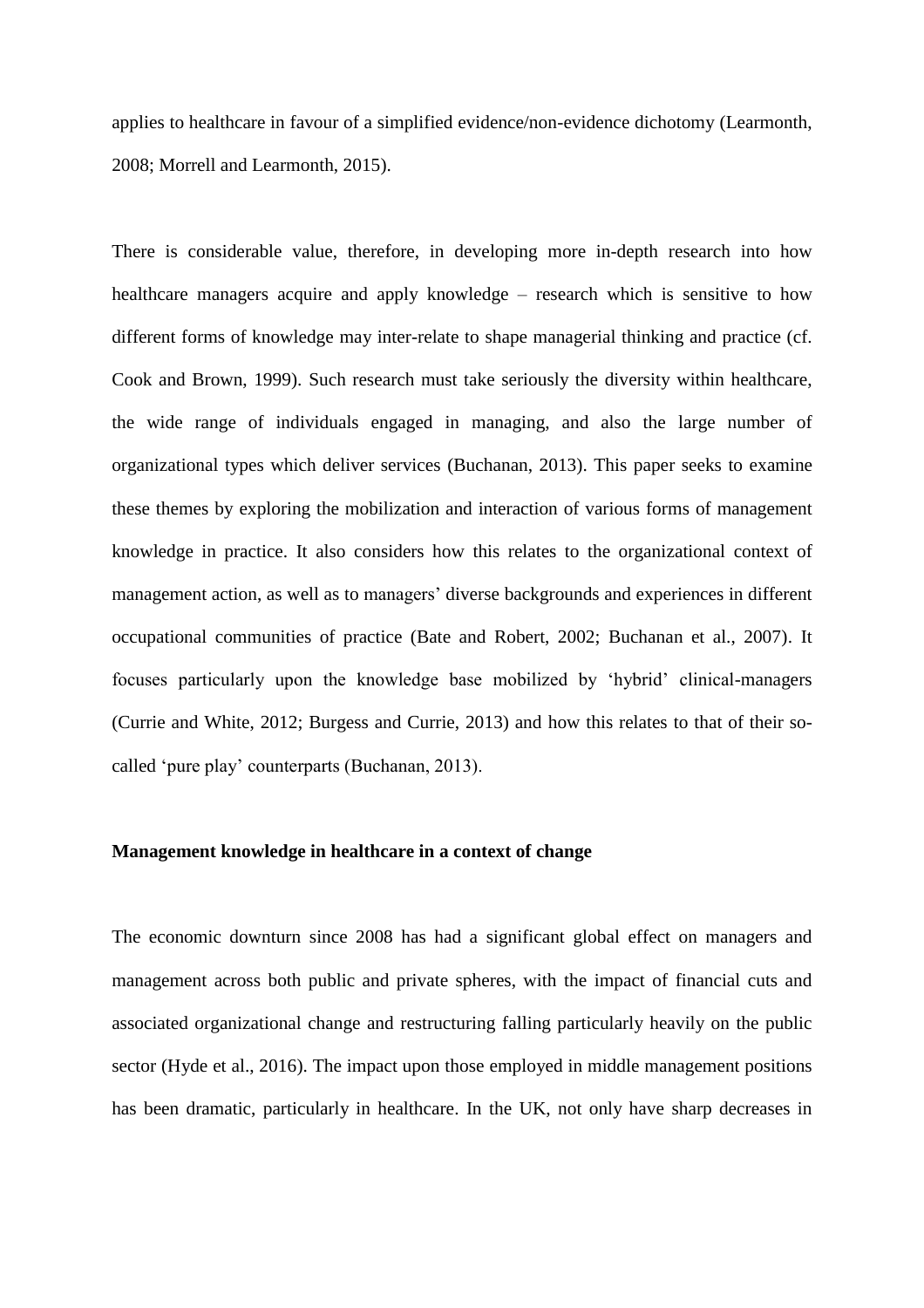applies to healthcare in favour of a simplified evidence/non-evidence dichotomy (Learmonth, 2008; Morrell and Learmonth, 2015).

There is considerable value, therefore, in developing more in-depth research into how healthcare managers acquire and apply knowledge – research which is sensitive to how different forms of knowledge may inter-relate to shape managerial thinking and practice (cf. Cook and Brown, 1999). Such research must take seriously the diversity within healthcare, the wide range of individuals engaged in managing, and also the large number of organizational types which deliver services (Buchanan, 2013). This paper seeks to examine these themes by exploring the mobilization and interaction of various forms of management knowledge in practice. It also considers how this relates to the organizational context of management action, as well as to managers' diverse backgrounds and experiences in different occupational communities of practice (Bate and Robert, 2002; Buchanan et al., 2007). It focuses particularly upon the knowledge base mobilized by 'hybrid' clinical-managers (Currie and White, 2012; Burgess and Currie, 2013) and how this relates to that of their so-called 'pure play' counterparts (Buchanan, 2013).

**Management knowledge in healthcare in a context of change**

The economic downturn since 2008 has had a significant global effect on managers and management across both public and private spheres, with the impact of financial cuts and associated organizational change and restructuring falling particularly heavily on the public sector (Hyde et al., 2016). The impact upon those employed in middle management positions has been dramatic, particularly in healthcare. In the UK, not only have sharp decreases in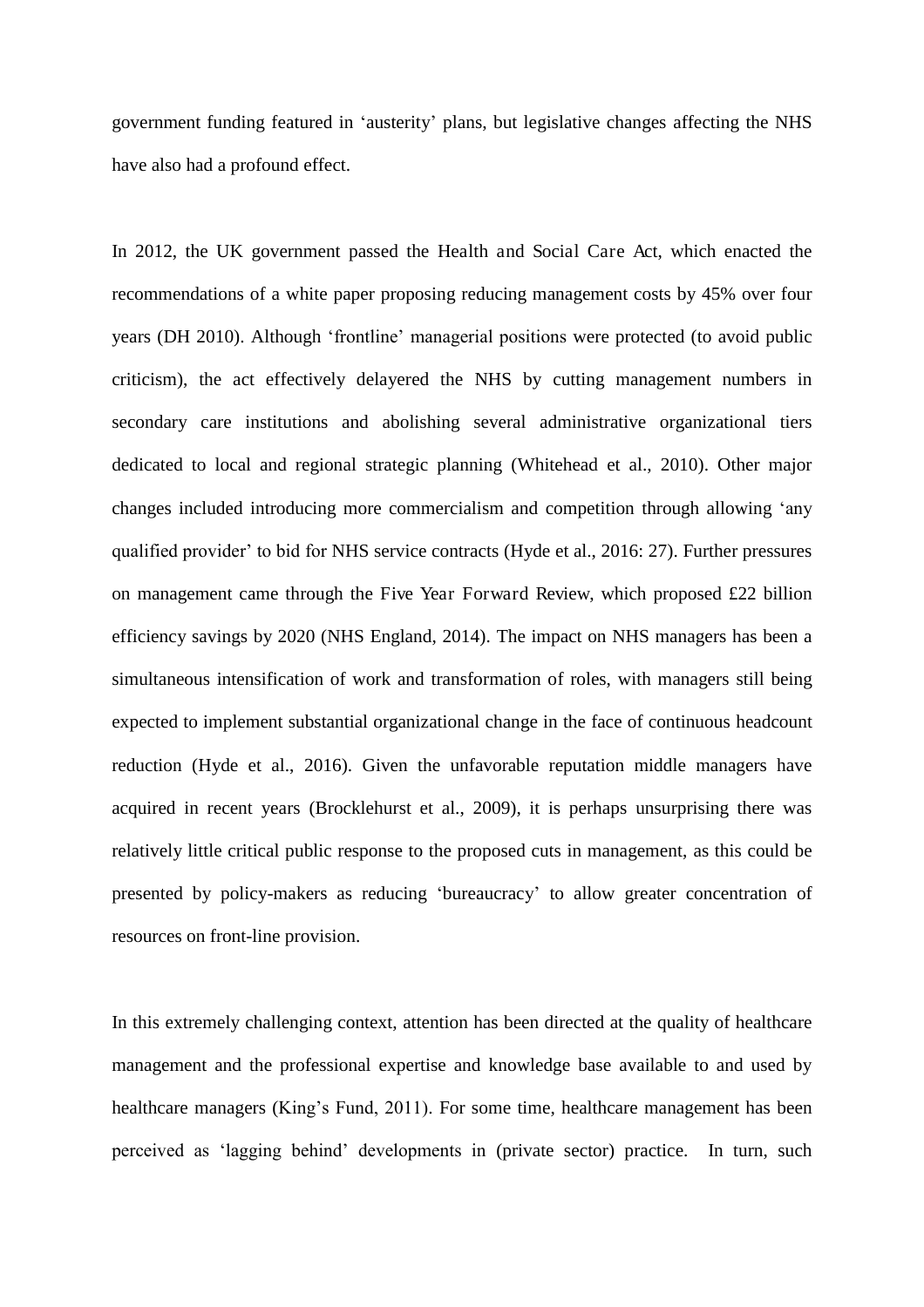government funding featured in 'austerity' plans, but legislative changes affecting the NHS have also had a profound effect.

In 2012, the UK government passed the Health and Social Care Act, which enacted the recommendations of a white paper proposing reducing management costs by 45% over four years (DH 2010). Although 'frontline' managerial positions were protected (to avoid public criticism), the act effectively delayered the NHS by cutting management numbers in secondary care institutions and abolishing several administrative organizational tiers dedicated to local and regional strategic planning (Whitehead et al., 2010). Other major changes included introducing more commercialism and competition through allowing 'any qualified provider' to bid for NHS service contracts (Hyde et al., 2016: 27). Further pressures on management came through the Five Year Forward Review, which proposed £22 billion efficiency savings by 2020 (NHS England, 2014). The impact on NHS managers has been a simultaneous intensification of work and transformation of roles, with managers still being expected to implement substantial organizational change in the face of continuous headcount reduction (Hyde et al., 2016). Given the unfavorable reputation middle managers have acquired in recent years (Brocklehurst et al., 2009), it is perhaps unsurprising there was relatively little critical public response to the proposed cuts in management, as this could be presented by policy-makers as reducing 'bureaucracy' to allow greater concentration of resources on front-line provision.

In this extremely challenging context, attention has been directed at the quality of healthcare management and the professional expertise and knowledge base available to and used by healthcare managers (King's Fund, 2011). For some time, healthcare management has been perceived as 'lagging behind' developments in (private sector) practice. In turn, such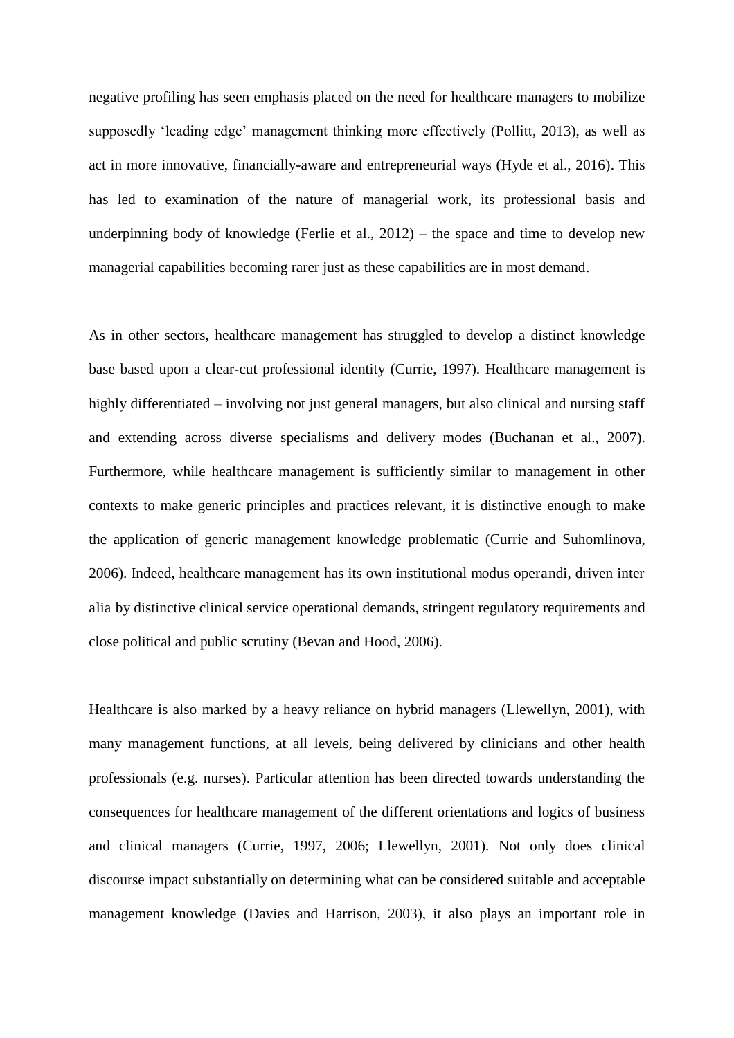negative profiling has seen emphasis placed on the need for healthcare managers to mobilize supposedly 'leading edge' management thinking more effectively (Pollitt, 2013), as well as act in more innovative, financially-aware and entrepreneurial ways (Hyde et al., 2016). This has led to examination of the nature of managerial work, its professional basis and underpinning body of knowledge (Ferlie et al., 2012) – the space and time to develop new managerial capabilities becoming rarer just as these capabilities are in most demand.

As in other sectors, healthcare management has struggled to develop a distinct knowledge base based upon a clear-cut professional identity (Currie, 1997). Healthcare management is highly differentiated – involving not just general managers, but also clinical and nursing staff and extending across diverse specialisms and delivery modes (Buchanan et al., 2007). Furthermore, while healthcare management is sufficiently similar to management in other contexts to make generic principles and practices relevant, it is distinctive enough to make the application of generic management knowledge problematic (Currie and Suhomlinova, 2006). Indeed, healthcare management has its own institutional modus operandi, driven inter alia by distinctive clinical service operational demands, stringent regulatory requirements and close political and public scrutiny (Bevan and Hood, 2006).

Healthcare is also marked by a heavy reliance on hybrid managers (Llewellyn, 2001), with many management functions, at all levels, being delivered by clinicians and other health professionals (e.g. nurses). Particular attention has been directed towards understanding the consequences for healthcare management of the different orientations and logics of business and clinical managers (Currie, 1997, 2006; Llewellyn, 2001). Not only does clinical discourse impact substantially on determining what can be considered suitable and acceptable management knowledge (Davies and Harrison, 2003), it also plays an important role in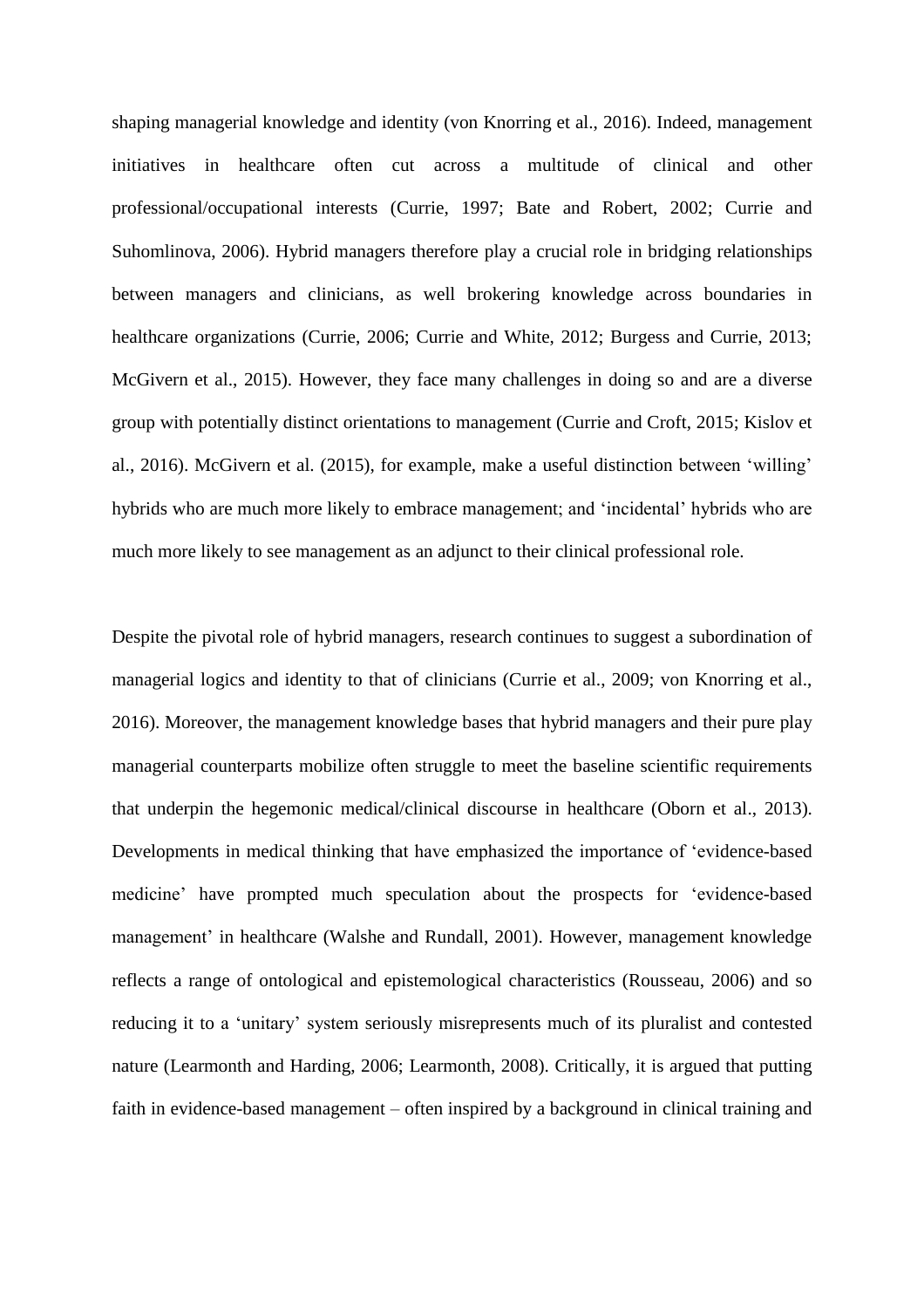shaping managerial knowledge and identity (von Knorring et al., 2016). Indeed, management initiatives in healthcare often cut across a multitude of clinical and other professional/occupational interests (Currie, 1997; Bate and Robert, 2002; Currie and Suhomlinova, 2006). Hybrid managers therefore play a crucial role in bridging relationships between managers and clinicians, as well brokering knowledge across boundaries in healthcare organizations (Currie, 2006; Currie and White, 2012; Burgess and Currie, 2013; McGivern et al., 2015). However, they face many challenges in doing so and are a diverse group with potentially distinct orientations to management (Currie and Croft, 2015; Kislov et al., 2016). McGivern et al. (2015), for example, make a useful distinction between 'willing' hybrids who are much more likely to embrace management; and 'incidental' hybrids who are much more likely to see management as an adjunct to their clinical professional role.

Despite the pivotal role of hybrid managers, research continues to suggest a subordination of managerial logics and identity to that of clinicians (Currie et al., 2009; von Knorring et al., 2016). Moreover, the management knowledge bases that hybrid managers and their pure play managerial counterparts mobilize often struggle to meet the baseline scientific requirements that underpin the hegemonic medical/clinical discourse in healthcare (Oborn et al., 2013). Developments in medical thinking that have emphasized the importance of 'evidence-based medicine' have prompted much speculation about the prospects for 'evidence-based management' in healthcare (Walshe and Rundall, 2001). However, management knowledge reflects a range of ontological and epistemological characteristics (Rousseau, 2006) and so reducing it to a 'unitary' system seriously misrepresents much of its pluralist and contested nature (Learmonth and Harding, 2006; Learmonth, 2008). Critically, it is argued that putting faith in evidence-based management – often inspired by a background in clinical training and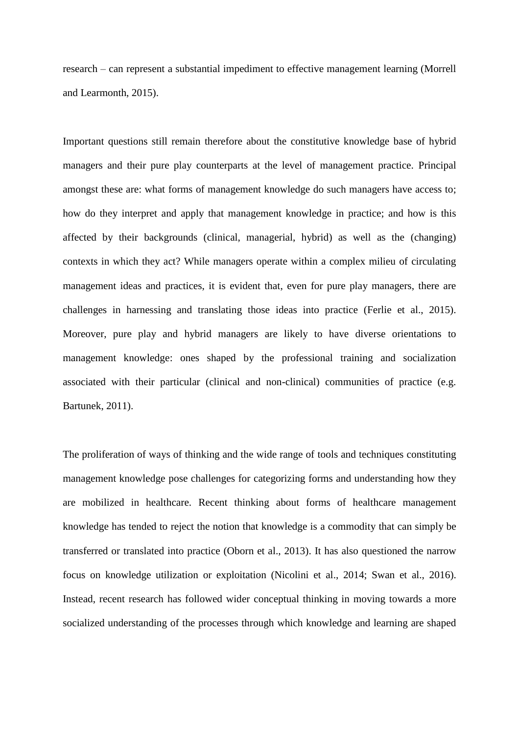research – can represent a substantial impediment to effective management learning (Morrell and Learmonth, 2015).

Important questions still remain therefore about the constitutive knowledge base of hybrid managers and their pure play counterparts at the level of management practice. Principal amongst these are: what forms of management knowledge do such managers have access to; how do they interpret and apply that management knowledge in practice; and how is this affected by their backgrounds (clinical, managerial, hybrid) as well as the (changing) contexts in which they act? While managers operate within a complex milieu of circulating management ideas and practices, it is evident that, even for pure play managers, there are challenges in harnessing and translating those ideas into practice (Ferlie et al., 2015). Moreover, pure play and hybrid managers are likely to have diverse orientations to management knowledge: ones shaped by the professional training and socialization associated with their particular (clinical and non-clinical) communities of practice (e.g. Bartunek, 2011).

The proliferation of ways of thinking and the wide range of tools and techniques constituting management knowledge pose challenges for categorizing forms and understanding how they are mobilized in healthcare. Recent thinking about forms of healthcare management knowledge has tended to reject the notion that knowledge is a commodity that can simply be transferred or translated into practice (Oborn et al., 2013). It has also questioned the narrow focus on knowledge utilization or exploitation (Nicolini et al., 2014; Swan et al., 2016). Instead, recent research has followed wider conceptual thinking in moving towards a more socialized understanding of the processes through which knowledge and learning are shaped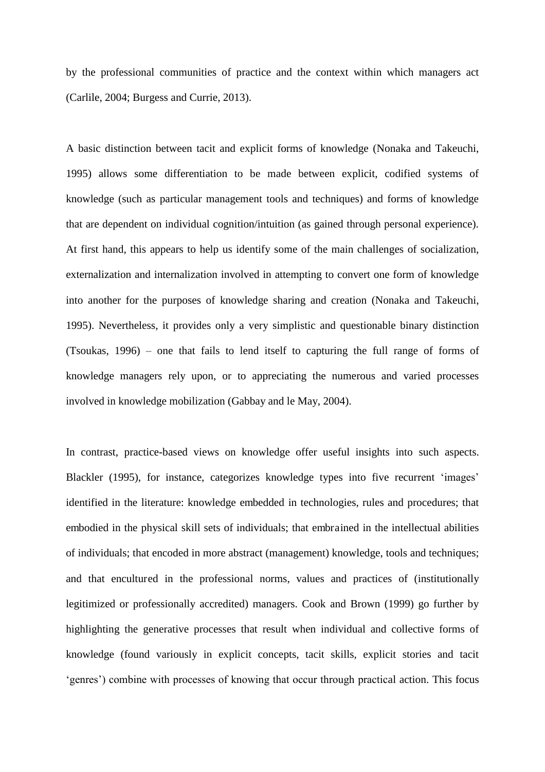by the professional communities of practice and the context within which managers act (Carlile, 2004; Burgess and Currie, 2013).

A basic distinction between tacit and explicit forms of knowledge (Nonaka and Takeuchi, 1995) allows some differentiation to be made between explicit, codified systems of knowledge (such as particular management tools and techniques) and forms of knowledge that are dependent on individual cognition/intuition (as gained through personal experience). At first hand, this appears to help us identify some of the main challenges of socialization, externalization and internalization involved in attempting to convert one form of knowledge into another for the purposes of knowledge sharing and creation (Nonaka and Takeuchi, 1995). Nevertheless, it provides only a very simplistic and questionable binary distinction (Tsoukas, 1996) – one that fails to lend itself to capturing the full range of forms of knowledge managers rely upon, or to appreciating the numerous and varied processes involved in knowledge mobilization (Gabbay and le May, 2004).

In contrast, practice-based views on knowledge offer useful insights into such aspects. Blackler (1995), for instance, categorizes knowledge types into five recurrent 'images' identified in the literature: knowledge embedded in technologies, rules and procedures; that embodied in the physical skill sets of individuals; that embrained in the intellectual abilities of individuals; that encoded in more abstract (management) knowledge, tools and techniques; and that encultured in the professional norms, values and practices of (institutionally legitimized or professionally accredited) managers. Cook and Brown (1999) go further by highlighting the generative processes that result when individual and collective forms of knowledge (found variously in explicit concepts, tacit skills, explicit stories and tacit 'genres') combine with processes of knowing that occur through practical action. This focus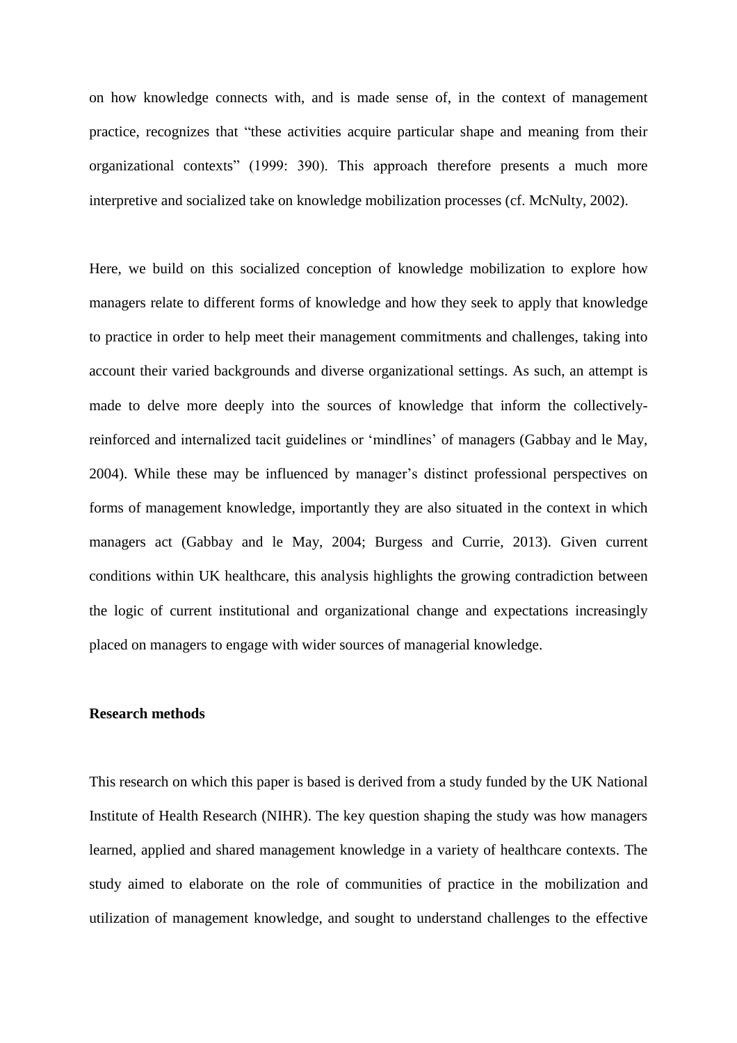on how knowledge connects with, and is made sense of, in the context of management practice, recognizes that "these activities acquire particular shape and meaning from their organizational contexts" (1999: 390). This approach therefore presents a much more interpretive and socialized take on knowledge mobilization processes (cf. McNulty, 2002).

Here, we build on this socialized conception of knowledge mobilization to explore how managers relate to different forms of knowledge and how they seek to apply that knowledge to practice in order to help meet their management commitments and challenges, taking into account their varied backgrounds and diverse organizational settings. As such, an attempt is made to delve more deeply into the sources of knowledge that inform the collectively-reinforced and internalized tacit guidelines or 'mindlines' of managers (Gabbay and le May, 2004). While these may be influenced by manager's distinct professional perspectives on forms of management knowledge, importantly they are also situated in the context in which managers act (Gabbay and le May, 2004; Burgess and Currie, 2013). Given current conditions within UK healthcare, this analysis highlights the growing contradiction between the logic of current institutional and organizational change and expectations increasingly placed on managers to engage with wider sources of managerial knowledge.

**Research methods**

This research on which this paper is based is derived from a study funded by the UK National Institute of Health Research (NIHR). The key question shaping the study was how managers learned, applied and shared management knowledge in a variety of healthcare contexts. The study aimed to elaborate on the role of communities of practice in the mobilization and utilization of management knowledge, and sought to understand challenges to the effective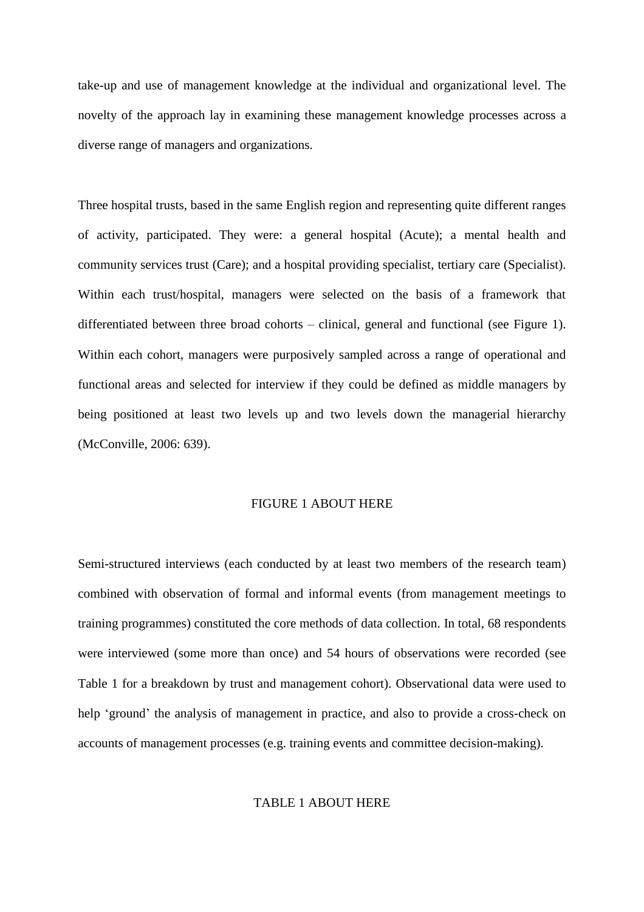take-up and use of management knowledge at the individual and organizational level. The novelty of the approach lay in examining these management knowledge processes across a diverse range of managers and organizations.

Three hospital trusts, based in the same English region and representing quite different ranges of activity, participated. They were: a general hospital (Acute); a mental health and community services trust (Care); and a hospital providing specialist, tertiary care (Specialist). Within each trust/hospital, managers were selected on the basis of a framework that differentiated between three broad cohorts – clinical, general and functional (see Figure 1). Within each cohort, managers were purposively sampled across a range of operational and functional areas and selected for interview if they could be defined as middle managers by being positioned at least two levels up and two levels down the managerial hierarchy (McConville, 2006: 639).

FIGURE 1 ABOUT HERE

Semi-structured interviews (each conducted by at least two members of the research team) combined with observation of formal and informal events (from management meetings to training programmes) constituted the core methods of data collection. In total, 68 respondents were interviewed (some more than once) and 54 hours of observations were recorded (see Table 1 for a breakdown by trust and management cohort). Observational data were used to help 'ground' the analysis of management in practice, and also to provide a cross-check on accounts of management processes (e.g. training events and committee decision-making).

TABLE 1 ABOUT HERE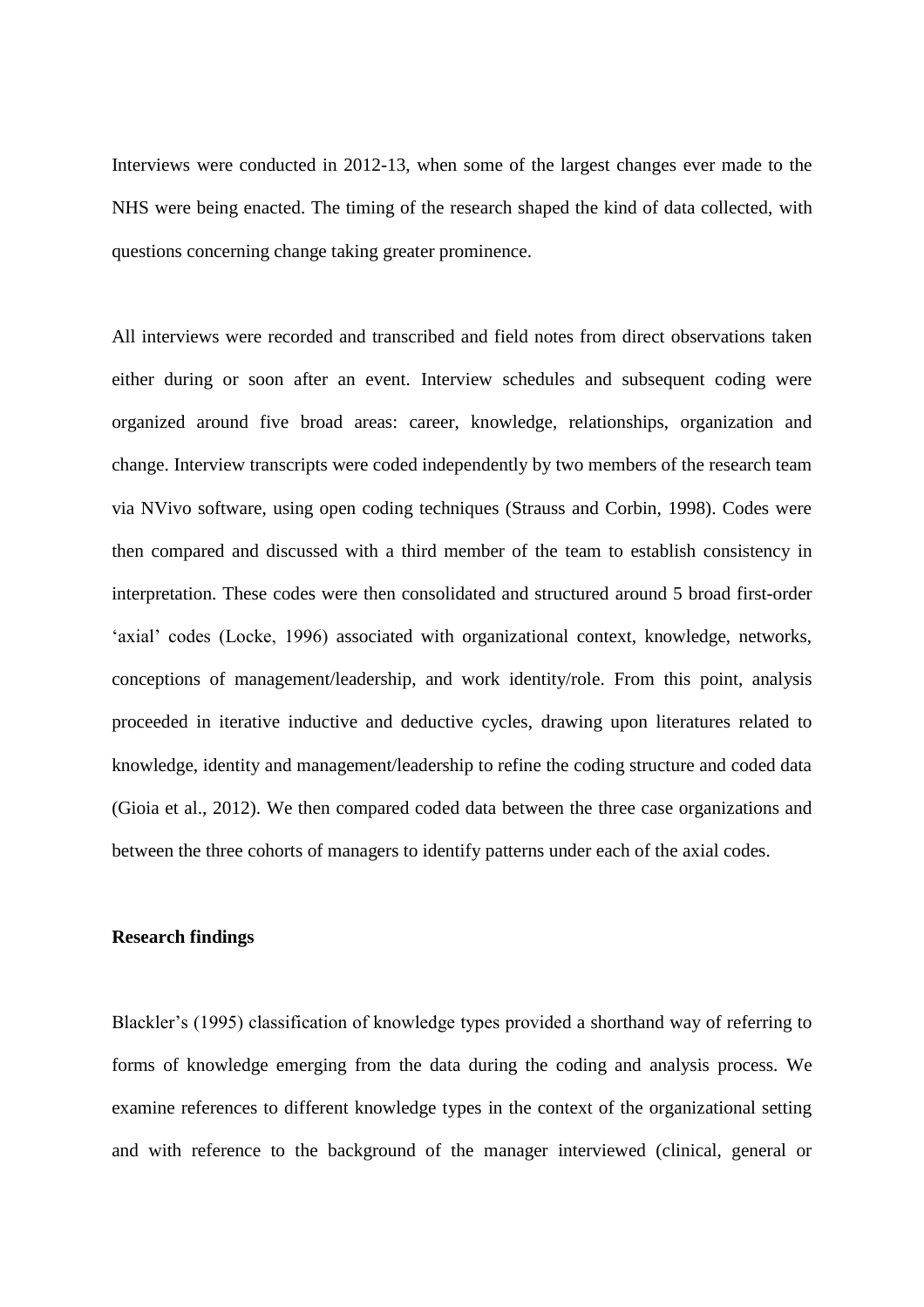Interviews were conducted in 2012-13, when some of the largest changes ever made to the NHS were being enacted. The timing of the research shaped the kind of data collected, with questions concerning change taking greater prominence.

All interviews were recorded and transcribed and field notes from direct observations taken either during or soon after an event. Interview schedules and subsequent coding were organized around five broad areas: career, knowledge, relationships, organization and change. Interview transcripts were coded independently by two members of the research team via NVivo software, using open coding techniques (Strauss and Corbin, 1998). Codes were then compared and discussed with a third member of the team to establish consistency in interpretation. These codes were then consolidated and structured around 5 broad first-order 'axial' codes (Locke, 1996) associated with organizational context, knowledge, networks, conceptions of management/leadership, and work identity/role. From this point, analysis proceeded in iterative inductive and deductive cycles, drawing upon literatures related to knowledge, identity and management/leadership to refine the coding structure and coded data (Gioia et al., 2012). We then compared coded data between the three case organizations and between the three cohorts of managers to identify patterns under each of the axial codes.

## Research findings

Blackler's (1995) classification of knowledge types provided a shorthand way of referring to forms of knowledge emerging from the data during the coding and analysis process. We examine references to different knowledge types in the context of the organizational setting and with reference to the background of the manager interviewed (clinical, general or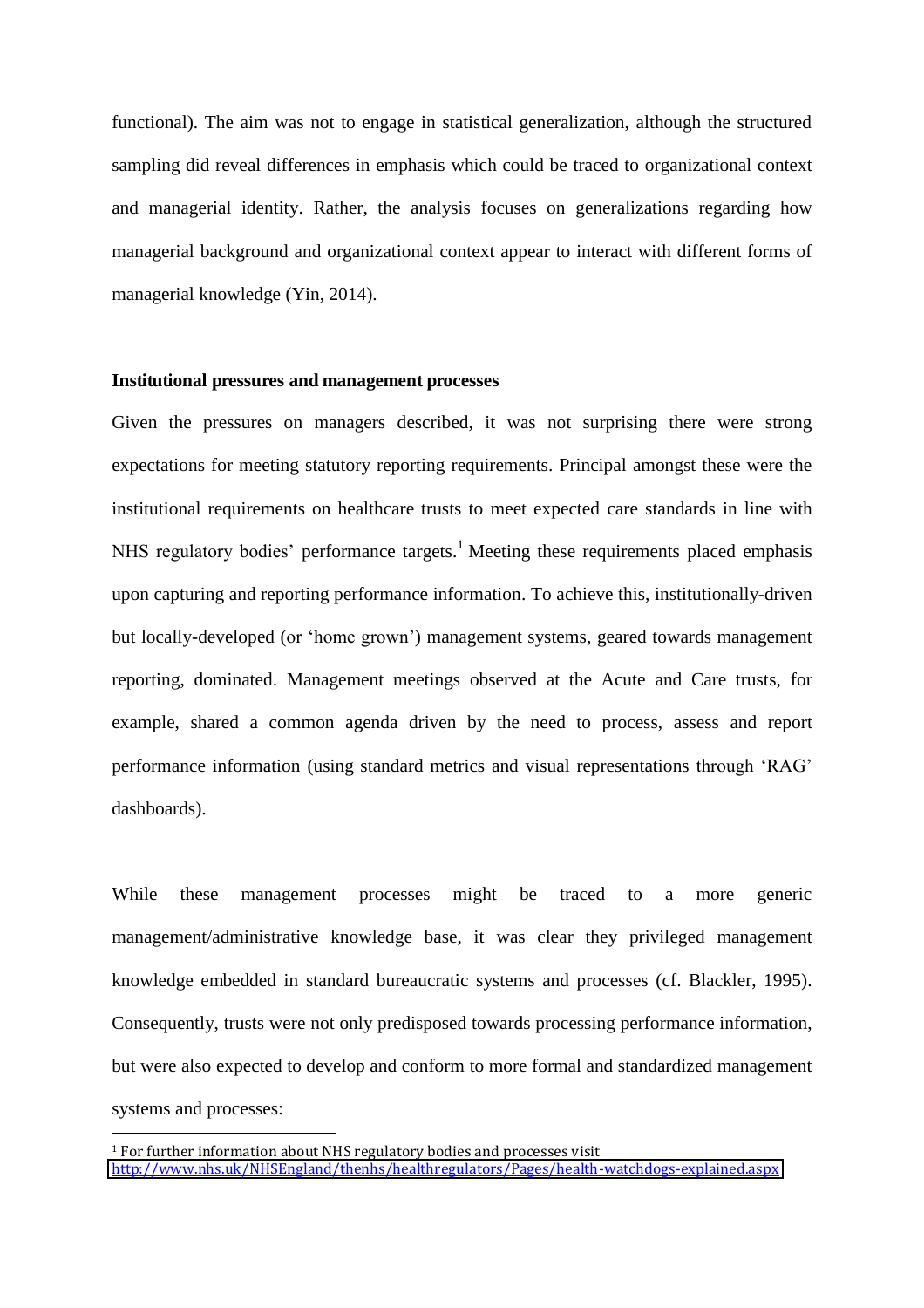functional). The aim was not to engage in statistical generalization, although the structured sampling did reveal differences in emphasis which could be traced to organizational context and managerial identity. Rather, the analysis focuses on generalizations regarding how managerial background and organizational context appear to interact with different forms of managerial knowledge (Yin, 2014).

**Institutional pressures and management processes**

Given the pressures on managers described, it was not surprising there were strong expectations for meeting statutory reporting requirements. Principal amongst these were the institutional requirements on healthcare trusts to meet expected care standards in line with NHS regulatory bodies' performance targets.[1] Meeting these requirements placed emphasis upon capturing and reporting performance information. To achieve this, institutionally-driven but locally-developed (or 'home grown') management systems, geared towards management reporting, dominated. Management meetings observed at the Acute and Care trusts, for example, shared a common agenda driven by the need to process, assess and report performance information (using standard metrics and visual representations through 'RAG' dashboards).

While these management processes might be traced to a more generic management/administrative knowledge base, it was clear they privileged management knowledge embedded in standard bureaucratic systems and processes (cf. Blackler, 1995). Consequently, trusts were not only predisposed towards processing performance information, but were also expected to develop and conform to more formal and standardized management systems and processes:

[1] For further information about NHS regulatory bodies and processes visit http://www.nhs.uk/NHSEngland/thenhs/healthregulators/Pages/health-watchdogs-explained.aspx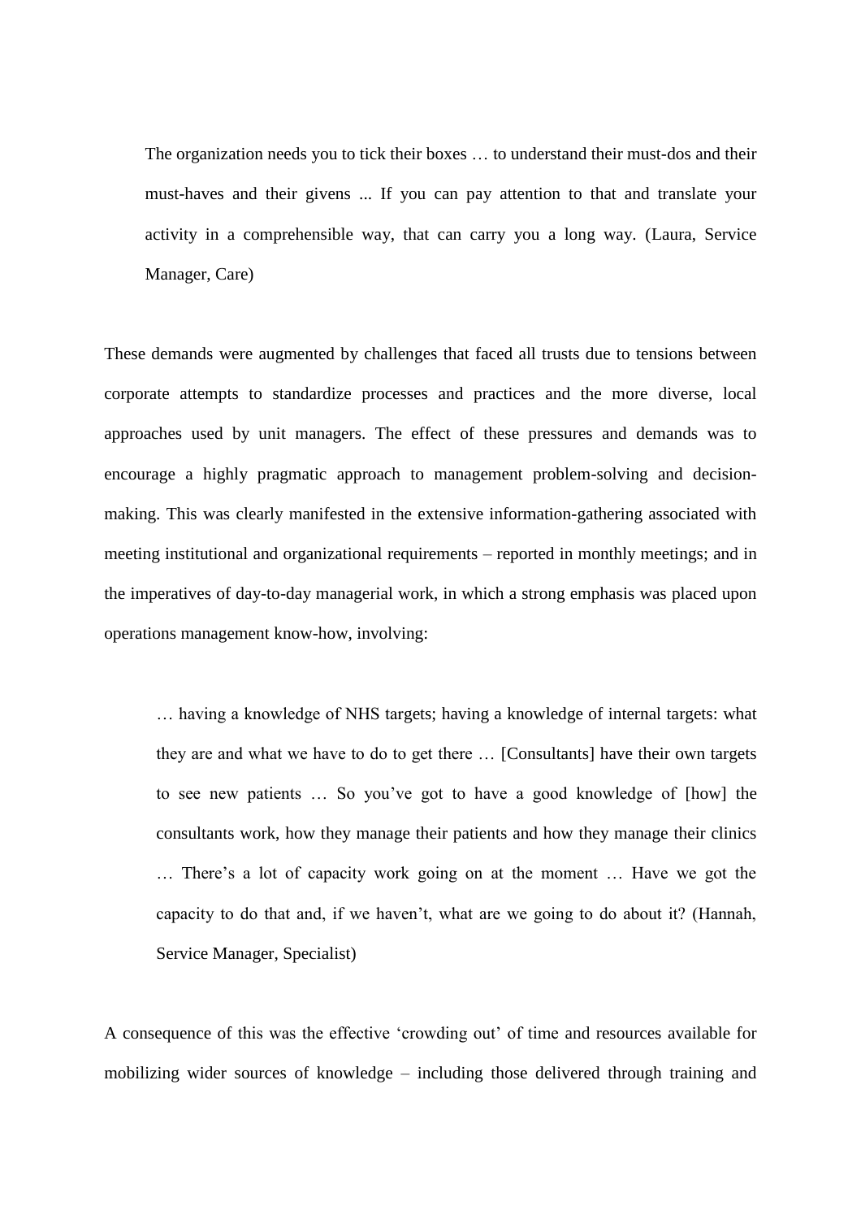> The organization needs you to tick their boxes … to understand their must-dos and their must-haves and their givens ... If you can pay attention to that and translate your activity in a comprehensible way, that can carry you a long way. (Laura, Service Manager, Care)

These demands were augmented by challenges that faced all trusts due to tensions between corporate attempts to standardize processes and practices and the more diverse, local approaches used by unit managers. The effect of these pressures and demands was to encourage a highly pragmatic approach to management problem-solving and decision-making. This was clearly manifested in the extensive information-gathering associated with meeting institutional and organizational requirements – reported in monthly meetings; and in the imperatives of day-to-day managerial work, in which a strong emphasis was placed upon operations management know-how, involving:

> … having a knowledge of NHS targets; having a knowledge of internal targets: what they are and what we have to do to get there … [Consultants] have their own targets to see new patients … So you've got to have a good knowledge of [how] the consultants work, how they manage their patients and how they manage their clinics … There's a lot of capacity work going on at the moment … Have we got the capacity to do that and, if we haven't, what are we going to do about it? (Hannah, Service Manager, Specialist)

A consequence of this was the effective 'crowding out' of time and resources available for mobilizing wider sources of knowledge – including those delivered through training and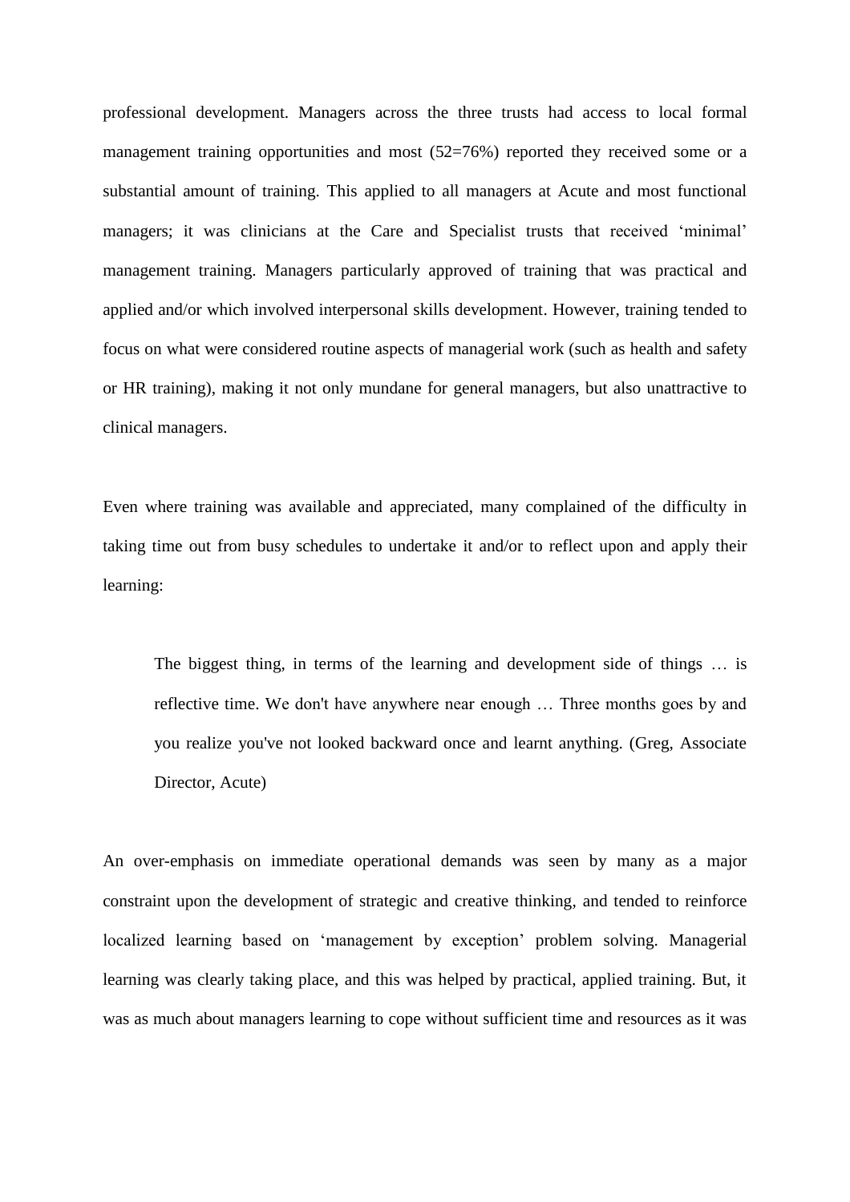professional development. Managers across the three trusts had access to local formal management training opportunities and most (52=76%) reported they received some or a substantial amount of training. This applied to all managers at Acute and most functional managers; it was clinicians at the Care and Specialist trusts that received 'minimal' management training. Managers particularly approved of training that was practical and applied and/or which involved interpersonal skills development. However, training tended to focus on what were considered routine aspects of managerial work (such as health and safety or HR training), making it not only mundane for general managers, but also unattractive to clinical managers.

Even where training was available and appreciated, many complained of the difficulty in taking time out from busy schedules to undertake it and/or to reflect upon and apply their learning:

> The biggest thing, in terms of the learning and development side of things … is reflective time. We don't have anywhere near enough … Three months goes by and you realize you've not looked backward once and learnt anything. (Greg, Associate Director, Acute)

An over-emphasis on immediate operational demands was seen by many as a major constraint upon the development of strategic and creative thinking, and tended to reinforce localized learning based on 'management by exception' problem solving. Managerial learning was clearly taking place, and this was helped by practical, applied training. But, it was as much about managers learning to cope without sufficient time and resources as it was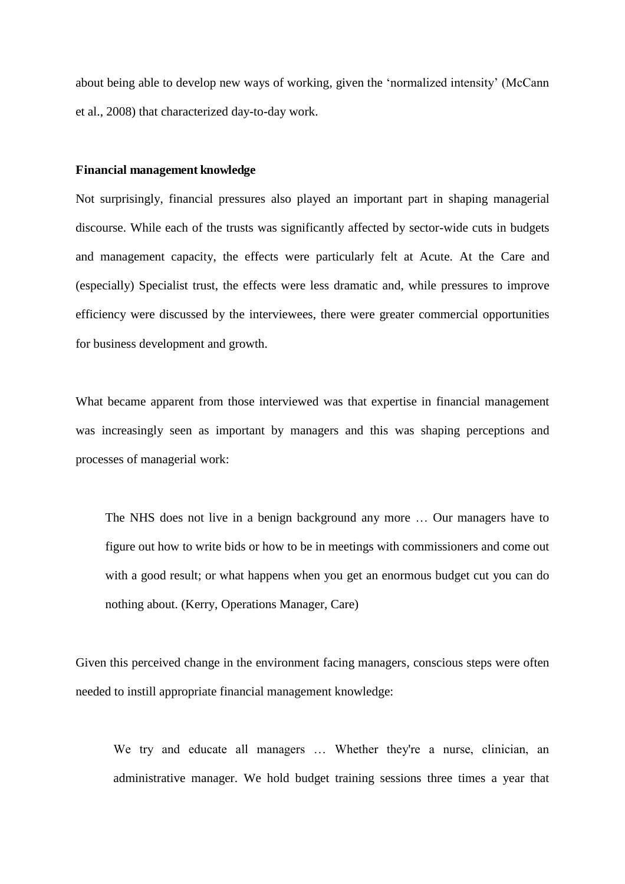about being able to develop new ways of working, given the 'normalized intensity' (McCann et al., 2008) that characterized day-to-day work.

**Financial management knowledge**

Not surprisingly, financial pressures also played an important part in shaping managerial discourse. While each of the trusts was significantly affected by sector-wide cuts in budgets and management capacity, the effects were particularly felt at Acute. At the Care and (especially) Specialist trust, the effects were less dramatic and, while pressures to improve efficiency were discussed by the interviewees, there were greater commercial opportunities for business development and growth.

What became apparent from those interviewed was that expertise in financial management was increasingly seen as important by managers and this was shaping perceptions and processes of managerial work:

> The NHS does not live in a benign background any more … Our managers have to figure out how to write bids or how to be in meetings with commissioners and come out with a good result; or what happens when you get an enormous budget cut you can do nothing about. (Kerry, Operations Manager, Care)

Given this perceived change in the environment facing managers, conscious steps were often needed to instill appropriate financial management knowledge:

> We try and educate all managers … Whether they're a nurse, clinician, an administrative manager. We hold budget training sessions three times a year that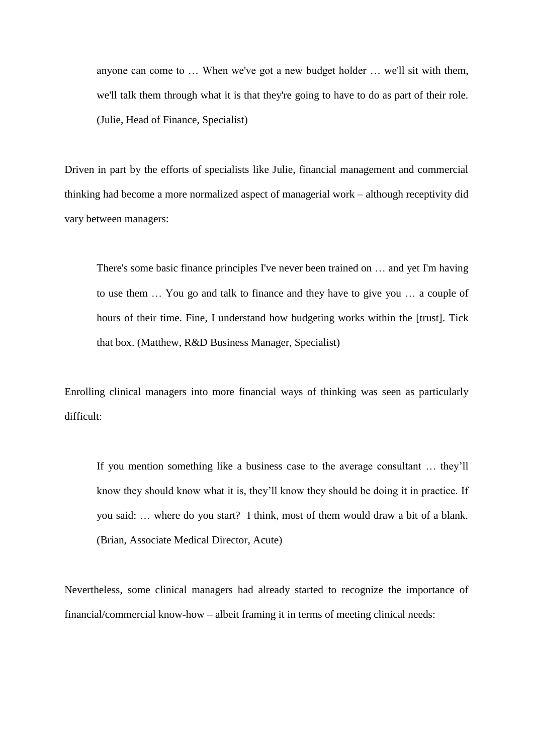> anyone can come to … When we've got a new budget holder … we'll sit with them, we'll talk them through what it is that they're going to have to do as part of their role. (Julie, Head of Finance, Specialist)

Driven in part by the efforts of specialists like Julie, financial management and commercial thinking had become a more normalized aspect of managerial work – although receptivity did vary between managers:

> There's some basic finance principles I've never been trained on … and yet I'm having to use them … You go and talk to finance and they have to give you … a couple of hours of their time. Fine, I understand how budgeting works within the [trust]. Tick that box. (Matthew, R&D Business Manager, Specialist)

Enrolling clinical managers into more financial ways of thinking was seen as particularly difficult:

> If you mention something like a business case to the average consultant … they'll know they should know what it is, they'll know they should be doing it in practice. If you said: … where do you start? I think, most of them would draw a bit of a blank. (Brian, Associate Medical Director, Acute)

Nevertheless, some clinical managers had already started to recognize the importance of financial/commercial know-how – albeit framing it in terms of meeting clinical needs: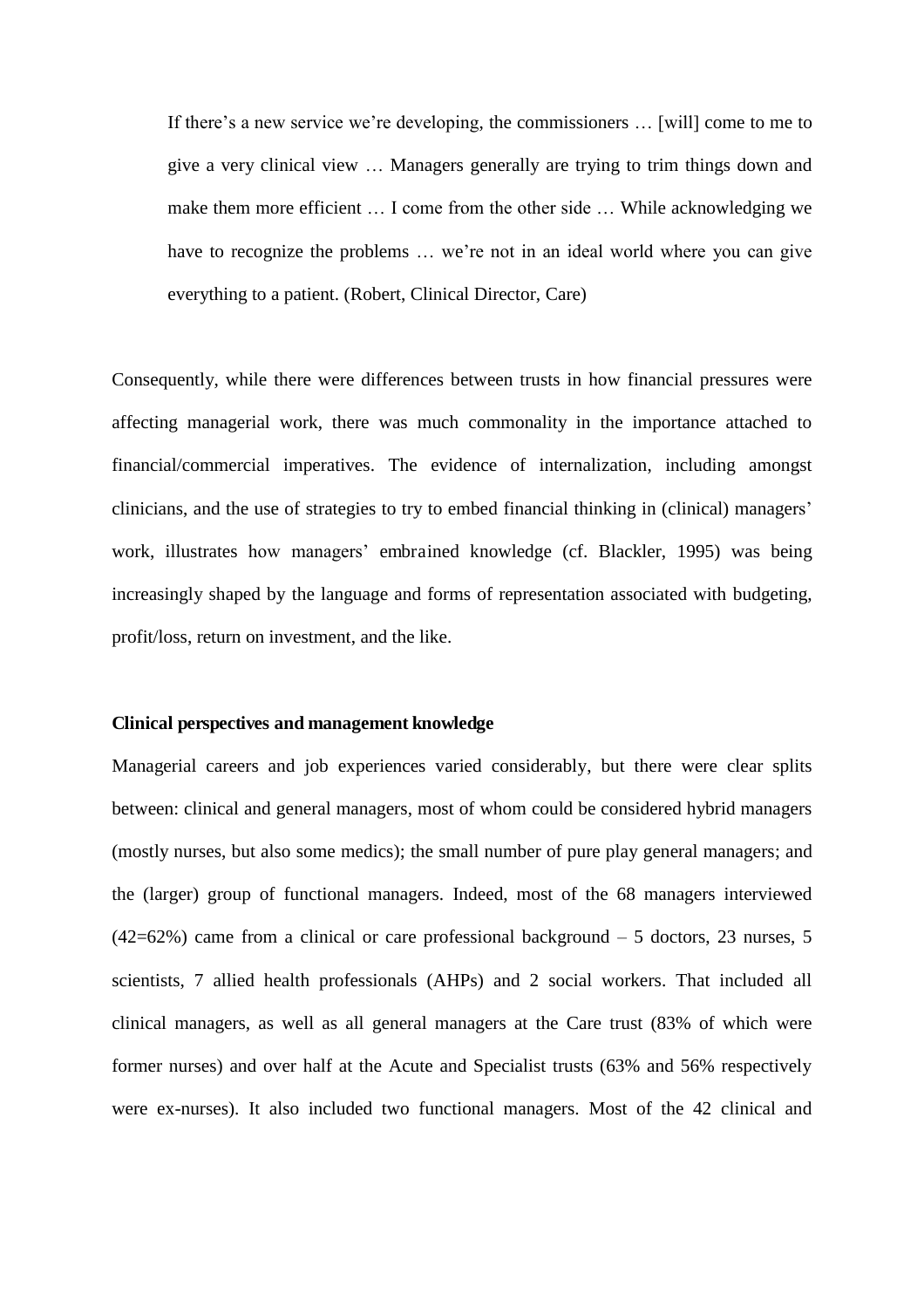> If there's a new service we're developing, the commissioners … [will] come to me to give a very clinical view … Managers generally are trying to trim things down and make them more efficient … I come from the other side … While acknowledging we have to recognize the problems … we're not in an ideal world where you can give everything to a patient. (Robert, Clinical Director, Care)

Consequently, while there were differences between trusts in how financial pressures were affecting managerial work, there was much commonality in the importance attached to financial/commercial imperatives. The evidence of internalization, including amongst clinicians, and the use of strategies to try to embed financial thinking in (clinical) managers' work, illustrates how managers' embrained knowledge (cf. Blackler, 1995) was being increasingly shaped by the language and forms of representation associated with budgeting, profit/loss, return on investment, and the like.

**Clinical perspectives and management knowledge**

Managerial careers and job experiences varied considerably, but there were clear splits between: clinical and general managers, most of whom could be considered hybrid managers (mostly nurses, but also some medics); the small number of pure play general managers; and the (larger) group of functional managers. Indeed, most of the 68 managers interviewed (42=62%) came from a clinical or care professional background – 5 doctors, 23 nurses, 5 scientists, 7 allied health professionals (AHPs) and 2 social workers. That included all clinical managers, as well as all general managers at the Care trust (83% of which were former nurses) and over half at the Acute and Specialist trusts (63% and 56% respectively were ex-nurses). It also included two functional managers. Most of the 42 clinical and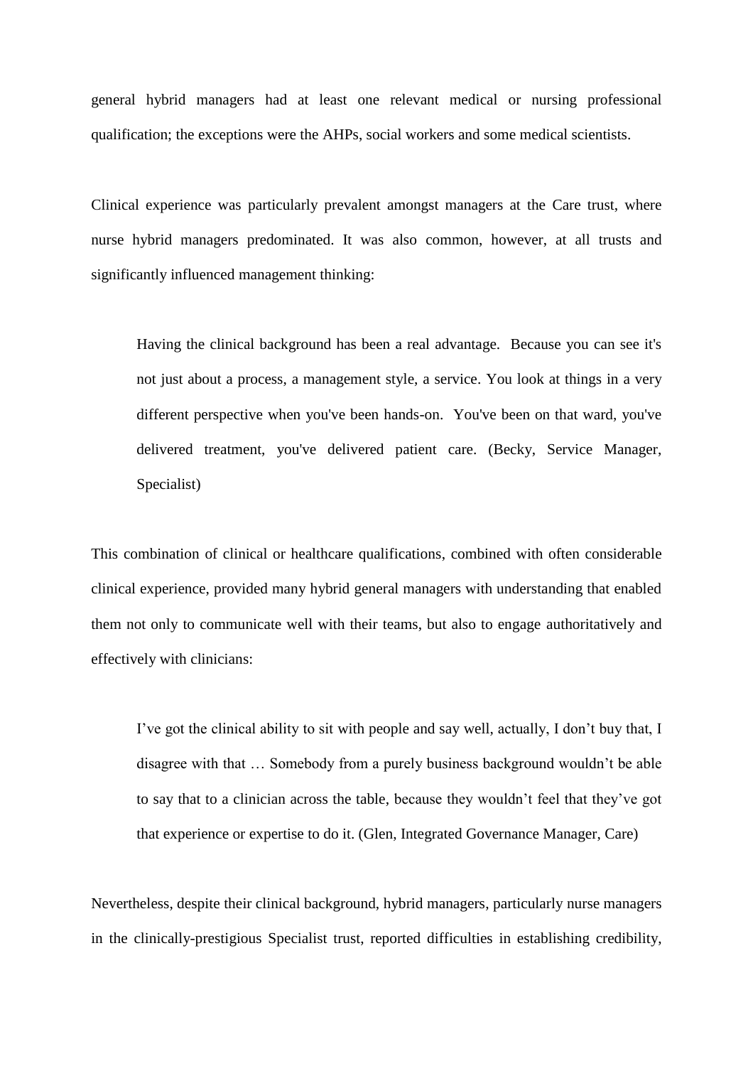general hybrid managers had at least one relevant medical or nursing professional qualification; the exceptions were the AHPs, social workers and some medical scientists.

Clinical experience was particularly prevalent amongst managers at the Care trust, where nurse hybrid managers predominated. It was also common, however, at all trusts and significantly influenced management thinking:

> Having the clinical background has been a real advantage. Because you can see it's not just about a process, a management style, a service. You look at things in a very different perspective when you've been hands-on. You've been on that ward, you've delivered treatment, you've delivered patient care. (Becky, Service Manager, Specialist)

This combination of clinical or healthcare qualifications, combined with often considerable clinical experience, provided many hybrid general managers with understanding that enabled them not only to communicate well with their teams, but also to engage authoritatively and effectively with clinicians:

> I've got the clinical ability to sit with people and say well, actually, I don't buy that, I disagree with that … Somebody from a purely business background wouldn't be able to say that to a clinician across the table, because they wouldn't feel that they've got that experience or expertise to do it. (Glen, Integrated Governance Manager, Care)

Nevertheless, despite their clinical background, hybrid managers, particularly nurse managers in the clinically-prestigious Specialist trust, reported difficulties in establishing credibility,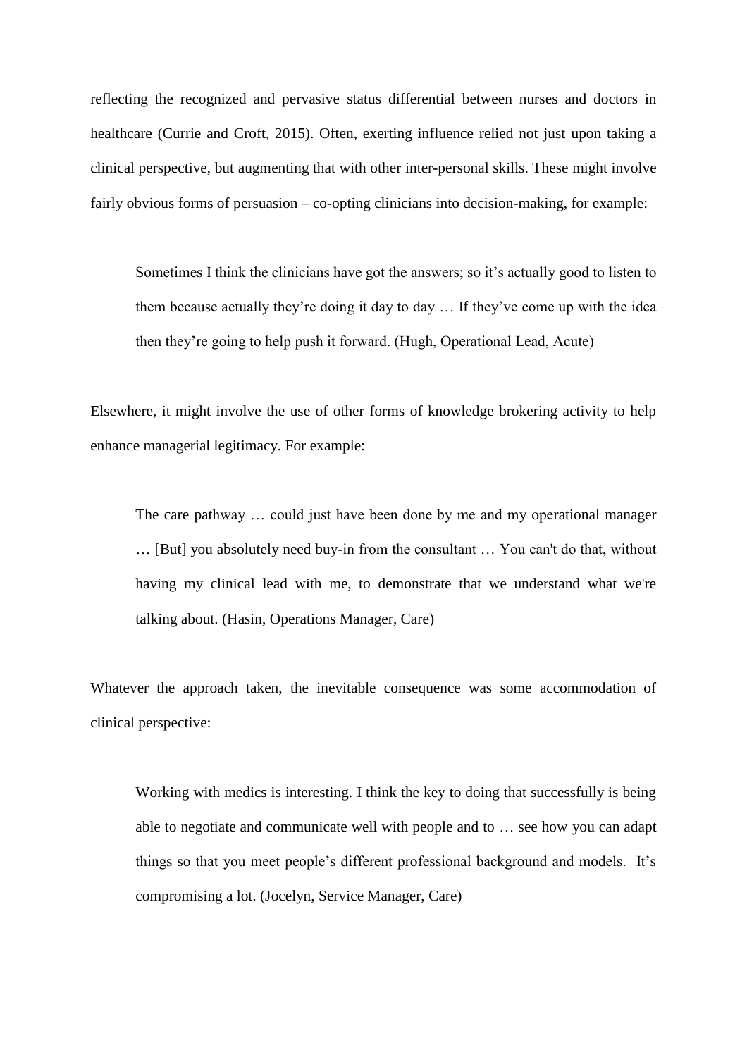reflecting the recognized and pervasive status differential between nurses and doctors in healthcare (Currie and Croft, 2015). Often, exerting influence relied not just upon taking a clinical perspective, but augmenting that with other inter-personal skills. These might involve fairly obvious forms of persuasion – co-opting clinicians into decision-making, for example:

> Sometimes I think the clinicians have got the answers; so it's actually good to listen to them because actually they're doing it day to day … If they've come up with the idea then they're going to help push it forward. (Hugh, Operational Lead, Acute)

Elsewhere, it might involve the use of other forms of knowledge brokering activity to help enhance managerial legitimacy. For example:

> The care pathway … could just have been done by me and my operational manager … [But] you absolutely need buy-in from the consultant … You can't do that, without having my clinical lead with me, to demonstrate that we understand what we're talking about. (Hasin, Operations Manager, Care)

Whatever the approach taken, the inevitable consequence was some accommodation of clinical perspective:

> Working with medics is interesting. I think the key to doing that successfully is being able to negotiate and communicate well with people and to … see how you can adapt things so that you meet people's different professional background and models. It's compromising a lot. (Jocelyn, Service Manager, Care)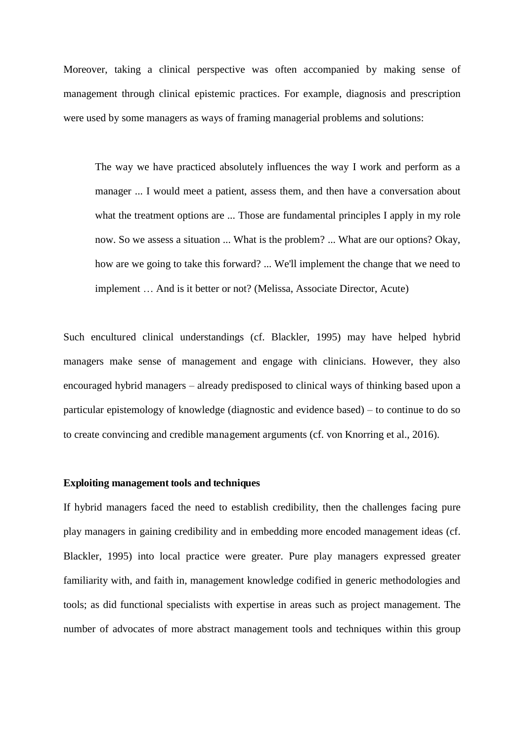Moreover, taking a clinical perspective was often accompanied by making sense of management through clinical epistemic practices. For example, diagnosis and prescription were used by some managers as ways of framing managerial problems and solutions:

> The way we have practiced absolutely influences the way I work and perform as a manager ... I would meet a patient, assess them, and then have a conversation about what the treatment options are ... Those are fundamental principles I apply in my role now. So we assess a situation ... What is the problem? ... What are our options? Okay, how are we going to take this forward? ... We'll implement the change that we need to implement … And is it better or not? (Melissa, Associate Director, Acute)

Such encultured clinical understandings (cf. Blackler, 1995) may have helped hybrid managers make sense of management and engage with clinicians. However, they also encouraged hybrid managers – already predisposed to clinical ways of thinking based upon a particular epistemology of knowledge (diagnostic and evidence based) – to continue to do so to create convincing and credible management arguments (cf. von Knorring et al., 2016).

**Exploiting management tools and techniques**

If hybrid managers faced the need to establish credibility, then the challenges facing pure play managers in gaining credibility and in embedding more encoded management ideas (cf. Blackler, 1995) into local practice were greater. Pure play managers expressed greater familiarity with, and faith in, management knowledge codified in generic methodologies and tools; as did functional specialists with expertise in areas such as project management. The number of advocates of more abstract management tools and techniques within this group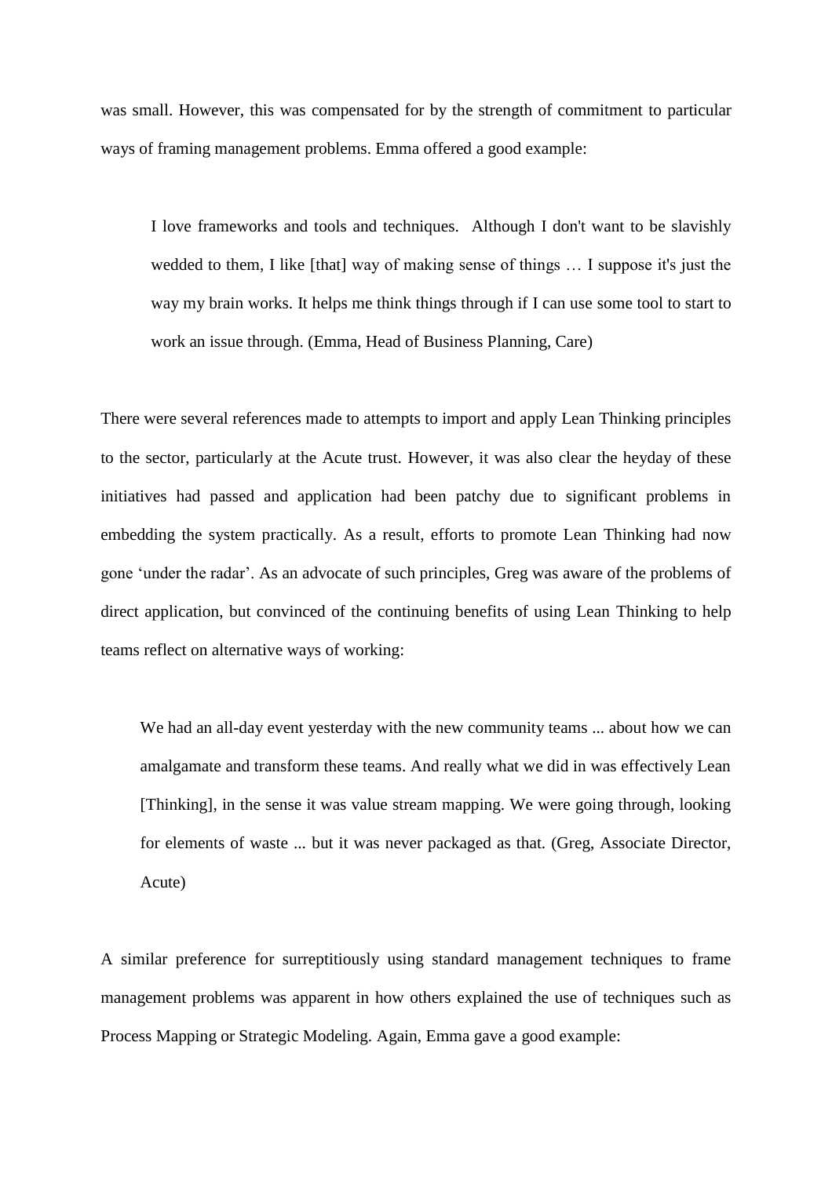was small. However, this was compensated for by the strength of commitment to particular ways of framing management problems. Emma offered a good example:

> I love frameworks and tools and techniques. Although I don't want to be slavishly wedded to them, I like [that] way of making sense of things … I suppose it's just the way my brain works. It helps me think things through if I can use some tool to start to work an issue through. (Emma, Head of Business Planning, Care)

There were several references made to attempts to import and apply Lean Thinking principles to the sector, particularly at the Acute trust. However, it was also clear the heyday of these initiatives had passed and application had been patchy due to significant problems in embedding the system practically. As a result, efforts to promote Lean Thinking had now gone 'under the radar'. As an advocate of such principles, Greg was aware of the problems of direct application, but convinced of the continuing benefits of using Lean Thinking to help teams reflect on alternative ways of working:

> We had an all-day event yesterday with the new community teams ... about how we can amalgamate and transform these teams. And really what we did in was effectively Lean [Thinking], in the sense it was value stream mapping. We were going through, looking for elements of waste ... but it was never packaged as that. (Greg, Associate Director, Acute)

A similar preference for surreptitiously using standard management techniques to frame management problems was apparent in how others explained the use of techniques such as Process Mapping or Strategic Modeling. Again, Emma gave a good example: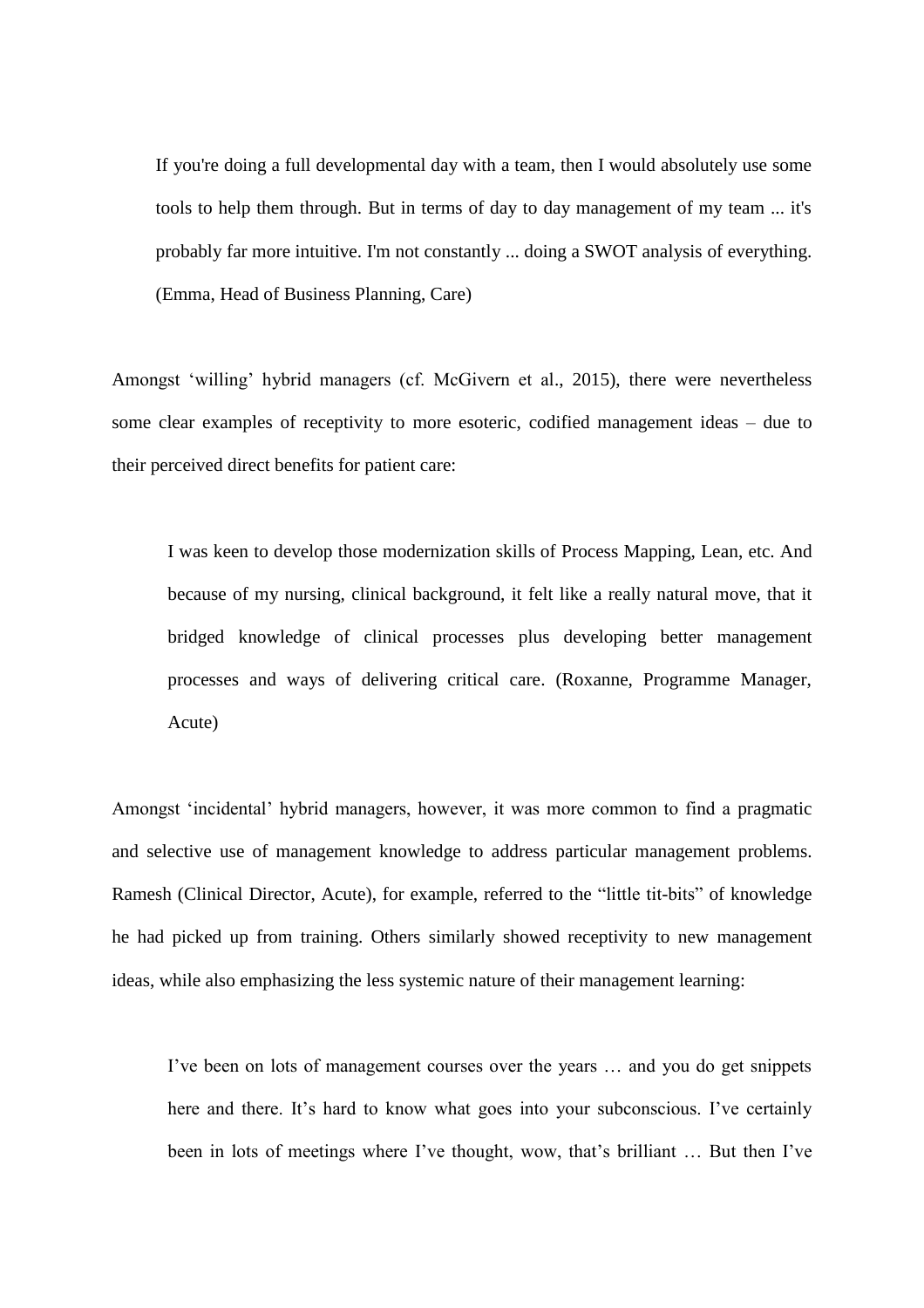> If you're doing a full developmental day with a team, then I would absolutely use some tools to help them through. But in terms of day to day management of my team ... it's probably far more intuitive. I'm not constantly ... doing a SWOT analysis of everything. (Emma, Head of Business Planning, Care)

Amongst 'willing' hybrid managers (cf. McGivern et al., 2015), there were nevertheless some clear examples of receptivity to more esoteric, codified management ideas – due to their perceived direct benefits for patient care:

> I was keen to develop those modernization skills of Process Mapping, Lean, etc. And because of my nursing, clinical background, it felt like a really natural move, that it bridged knowledge of clinical processes plus developing better management processes and ways of delivering critical care. (Roxanne, Programme Manager, Acute)

Amongst 'incidental' hybrid managers, however, it was more common to find a pragmatic and selective use of management knowledge to address particular management problems. Ramesh (Clinical Director, Acute), for example, referred to the "little tit-bits" of knowledge he had picked up from training. Others similarly showed receptivity to new management ideas, while also emphasizing the less systemic nature of their management learning:

> I've been on lots of management courses over the years … and you do get snippets here and there. It's hard to know what goes into your subconscious. I've certainly been in lots of meetings where I've thought, wow, that's brilliant … But then I've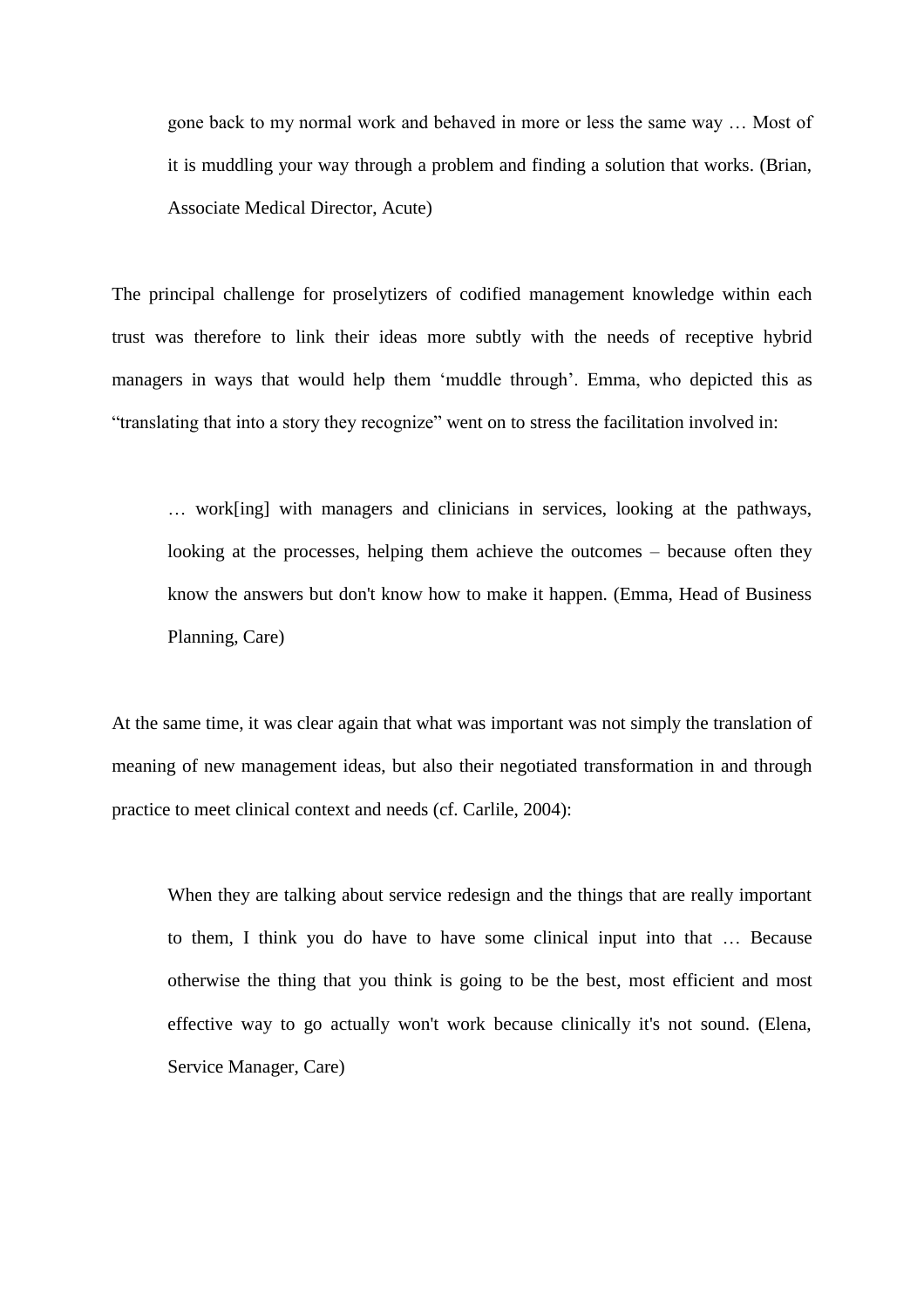> gone back to my normal work and behaved in more or less the same way … Most of it is muddling your way through a problem and finding a solution that works. (Brian, Associate Medical Director, Acute)

The principal challenge for proselytizers of codified management knowledge within each trust was therefore to link their ideas more subtly with the needs of receptive hybrid managers in ways that would help them 'muddle through'. Emma, who depicted this as "translating that into a story they recognize" went on to stress the facilitation involved in:

> … work[ing] with managers and clinicians in services, looking at the pathways, looking at the processes, helping them achieve the outcomes – because often they know the answers but don't know how to make it happen. (Emma, Head of Business Planning, Care)

At the same time, it was clear again that what was important was not simply the translation of meaning of new management ideas, but also their negotiated transformation in and through practice to meet clinical context and needs (cf. Carlile, 2004):

> When they are talking about service redesign and the things that are really important to them, I think you do have to have some clinical input into that … Because otherwise the thing that you think is going to be the best, most efficient and most effective way to go actually won't work because clinically it's not sound. (Elena, Service Manager, Care)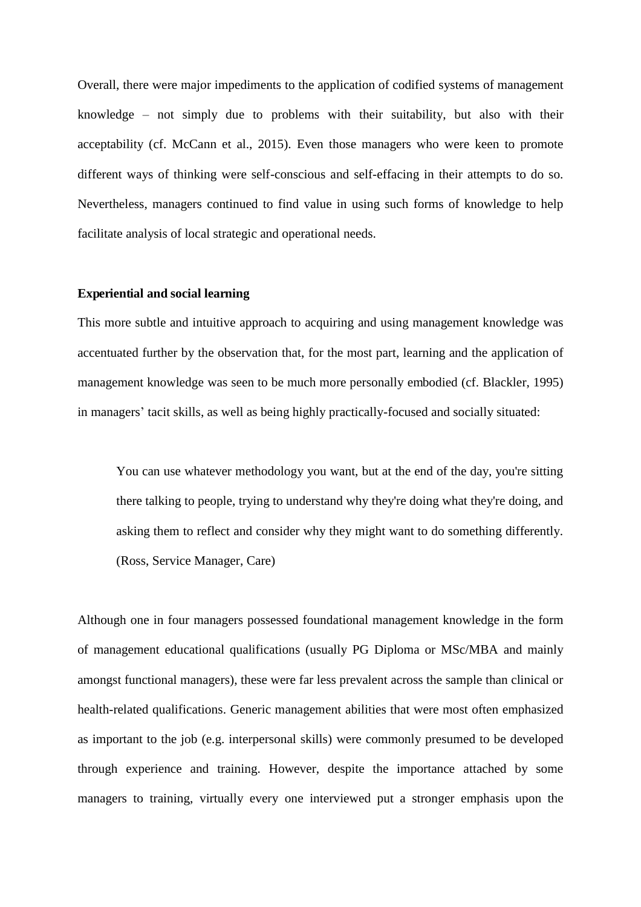Overall, there were major impediments to the application of codified systems of management knowledge – not simply due to problems with their suitability, but also with their acceptability (cf. McCann et al., 2015). Even those managers who were keen to promote different ways of thinking were self-conscious and self-effacing in their attempts to do so. Nevertheless, managers continued to find value in using such forms of knowledge to help facilitate analysis of local strategic and operational needs.

**Experiential and social learning**

This more subtle and intuitive approach to acquiring and using management knowledge was accentuated further by the observation that, for the most part, learning and the application of management knowledge was seen to be much more personally embodied (cf. Blackler, 1995) in managers' tacit skills, as well as being highly practically-focused and socially situated:

> You can use whatever methodology you want, but at the end of the day, you're sitting there talking to people, trying to understand why they're doing what they're doing, and asking them to reflect and consider why they might want to do something differently. (Ross, Service Manager, Care)

Although one in four managers possessed foundational management knowledge in the form of management educational qualifications (usually PG Diploma or MSc/MBA and mainly amongst functional managers), these were far less prevalent across the sample than clinical or health-related qualifications. Generic management abilities that were most often emphasized as important to the job (e.g. interpersonal skills) were commonly presumed to be developed through experience and training. However, despite the importance attached by some managers to training, virtually every one interviewed put a stronger emphasis upon the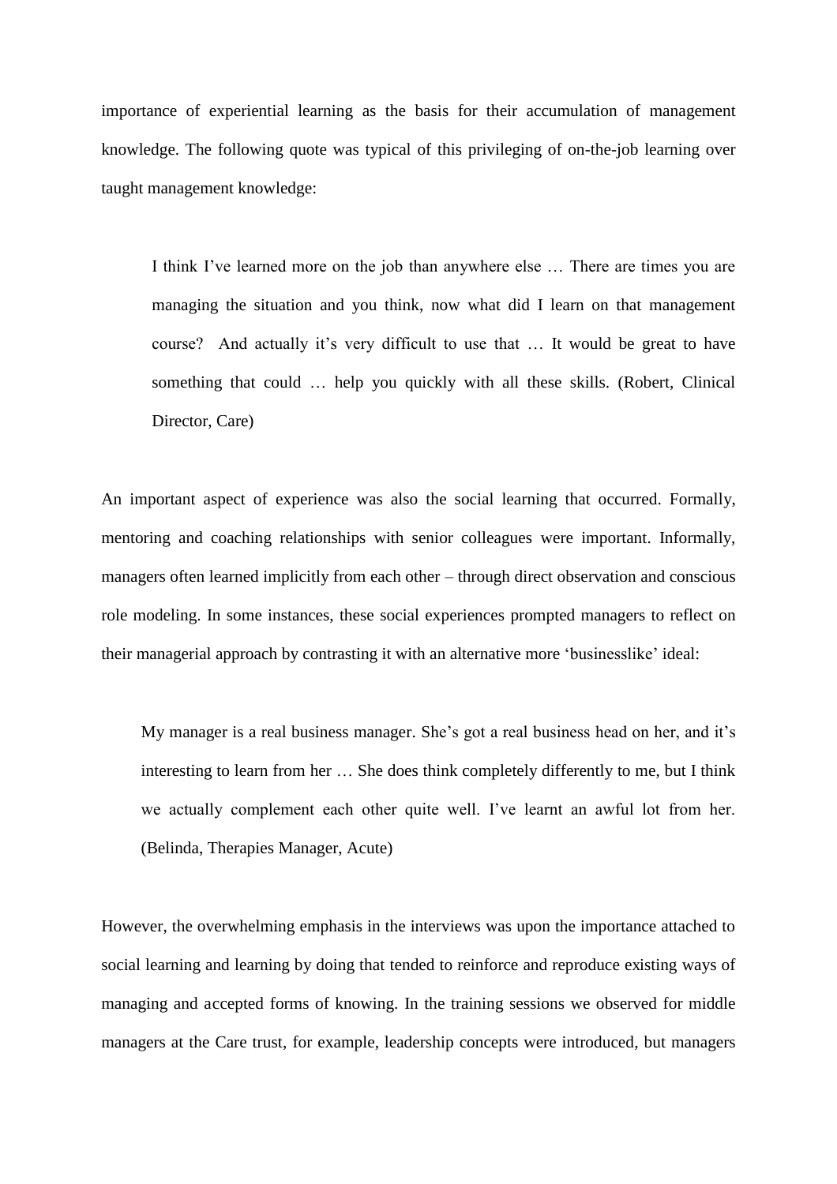importance of experiential learning as the basis for their accumulation of management knowledge. The following quote was typical of this privileging of on-the-job learning over taught management knowledge:

> I think I've learned more on the job than anywhere else … There are times you are managing the situation and you think, now what did I learn on that management course? And actually it's very difficult to use that … It would be great to have something that could … help you quickly with all these skills. (Robert, Clinical Director, Care)

An important aspect of experience was also the social learning that occurred. Formally, mentoring and coaching relationships with senior colleagues were important. Informally, managers often learned implicitly from each other – through direct observation and conscious role modeling. In some instances, these social experiences prompted managers to reflect on their managerial approach by contrasting it with an alternative more 'businesslike' ideal:

> My manager is a real business manager. She's got a real business head on her, and it's interesting to learn from her … She does think completely differently to me, but I think we actually complement each other quite well. I've learnt an awful lot from her. (Belinda, Therapies Manager, Acute)

However, the overwhelming emphasis in the interviews was upon the importance attached to social learning and learning by doing that tended to reinforce and reproduce existing ways of managing and accepted forms of knowing. In the training sessions we observed for middle managers at the Care trust, for example, leadership concepts were introduced, but managers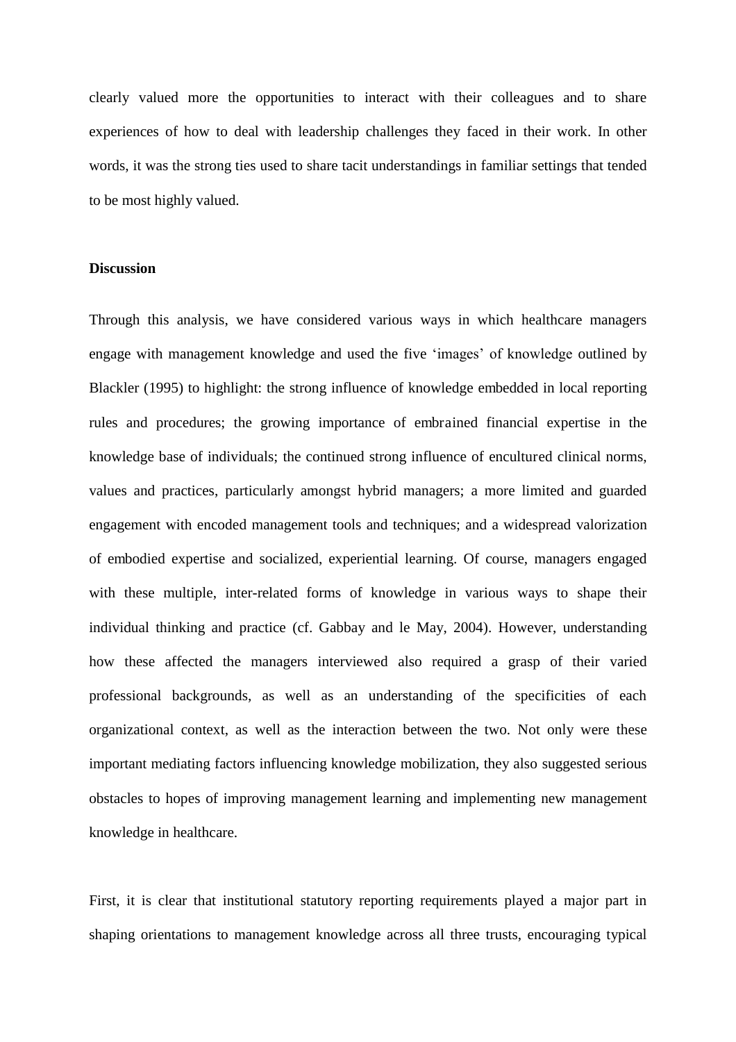clearly valued more the opportunities to interact with their colleagues and to share experiences of how to deal with leadership challenges they faced in their work. In other words, it was the strong ties used to share tacit understandings in familiar settings that tended to be most highly valued.

**Discussion**

Through this analysis, we have considered various ways in which healthcare managers engage with management knowledge and used the five 'images' of knowledge outlined by Blackler (1995) to highlight: the strong influence of knowledge embedded in local reporting rules and procedures; the growing importance of embrained financial expertise in the knowledge base of individuals; the continued strong influence of encultured clinical norms, values and practices, particularly amongst hybrid managers; a more limited and guarded engagement with encoded management tools and techniques; and a widespread valorization of embodied expertise and socialized, experiential learning. Of course, managers engaged with these multiple, inter-related forms of knowledge in various ways to shape their individual thinking and practice (cf. Gabbay and le May, 2004). However, understanding how these affected the managers interviewed also required a grasp of their varied professional backgrounds, as well as an understanding of the specificities of each organizational context, as well as the interaction between the two. Not only were these important mediating factors influencing knowledge mobilization, they also suggested serious obstacles to hopes of improving management learning and implementing new management knowledge in healthcare.

First, it is clear that institutional statutory reporting requirements played a major part in shaping orientations to management knowledge across all three trusts, encouraging typical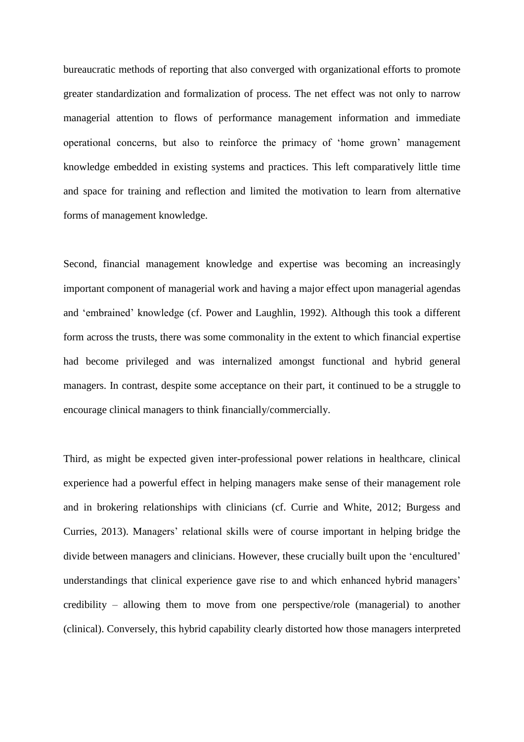bureaucratic methods of reporting that also converged with organizational efforts to promote greater standardization and formalization of process. The net effect was not only to narrow managerial attention to flows of performance management information and immediate operational concerns, but also to reinforce the primacy of 'home grown' management knowledge embedded in existing systems and practices. This left comparatively little time and space for training and reflection and limited the motivation to learn from alternative forms of management knowledge.

Second, financial management knowledge and expertise was becoming an increasingly important component of managerial work and having a major effect upon managerial agendas and 'embrained' knowledge (cf. Power and Laughlin, 1992). Although this took a different form across the trusts, there was some commonality in the extent to which financial expertise had become privileged and was internalized amongst functional and hybrid general managers. In contrast, despite some acceptance on their part, it continued to be a struggle to encourage clinical managers to think financially/commercially.

Third, as might be expected given inter-professional power relations in healthcare, clinical experience had a powerful effect in helping managers make sense of their management role and in brokering relationships with clinicians (cf. Currie and White, 2012; Burgess and Curries, 2013). Managers' relational skills were of course important in helping bridge the divide between managers and clinicians. However, these crucially built upon the 'encultured' understandings that clinical experience gave rise to and which enhanced hybrid managers' credibility – allowing them to move from one perspective/role (managerial) to another (clinical). Conversely, this hybrid capability clearly distorted how those managers interpreted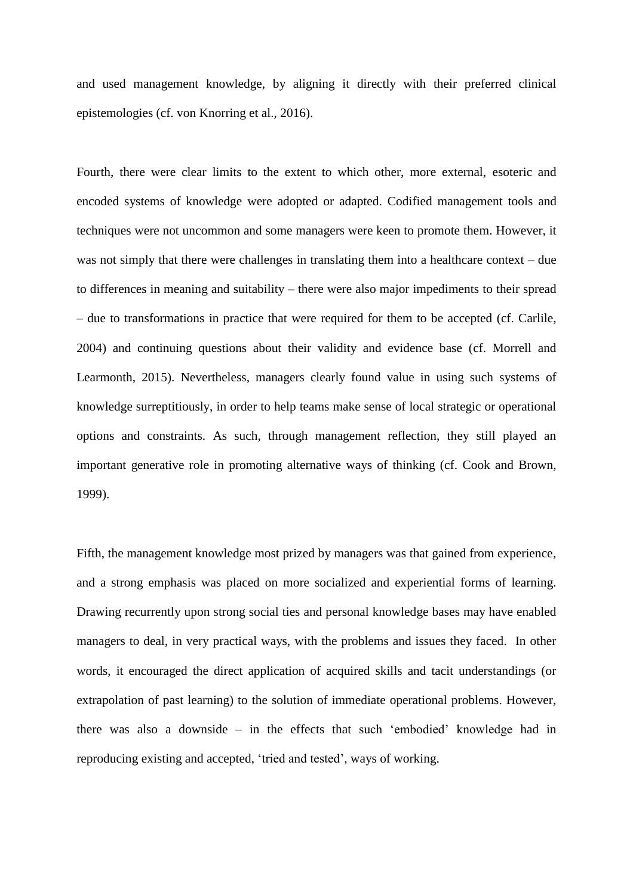and used management knowledge, by aligning it directly with their preferred clinical epistemologies (cf. von Knorring et al., 2016).

Fourth, there were clear limits to the extent to which other, more external, esoteric and encoded systems of knowledge were adopted or adapted. Codified management tools and techniques were not uncommon and some managers were keen to promote them. However, it was not simply that there were challenges in translating them into a healthcare context – due to differences in meaning and suitability – there were also major impediments to their spread – due to transformations in practice that were required for them to be accepted (cf. Carlile, 2004) and continuing questions about their validity and evidence base (cf. Morrell and Learmonth, 2015). Nevertheless, managers clearly found value in using such systems of knowledge surreptitiously, in order to help teams make sense of local strategic or operational options and constraints. As such, through management reflection, they still played an important generative role in promoting alternative ways of thinking (cf. Cook and Brown, 1999).

Fifth, the management knowledge most prized by managers was that gained from experience, and a strong emphasis was placed on more socialized and experiential forms of learning. Drawing recurrently upon strong social ties and personal knowledge bases may have enabled managers to deal, in very practical ways, with the problems and issues they faced. In other words, it encouraged the direct application of acquired skills and tacit understandings (or extrapolation of past learning) to the solution of immediate operational problems. However, there was also a downside – in the effects that such 'embodied' knowledge had in reproducing existing and accepted, 'tried and tested', ways of working.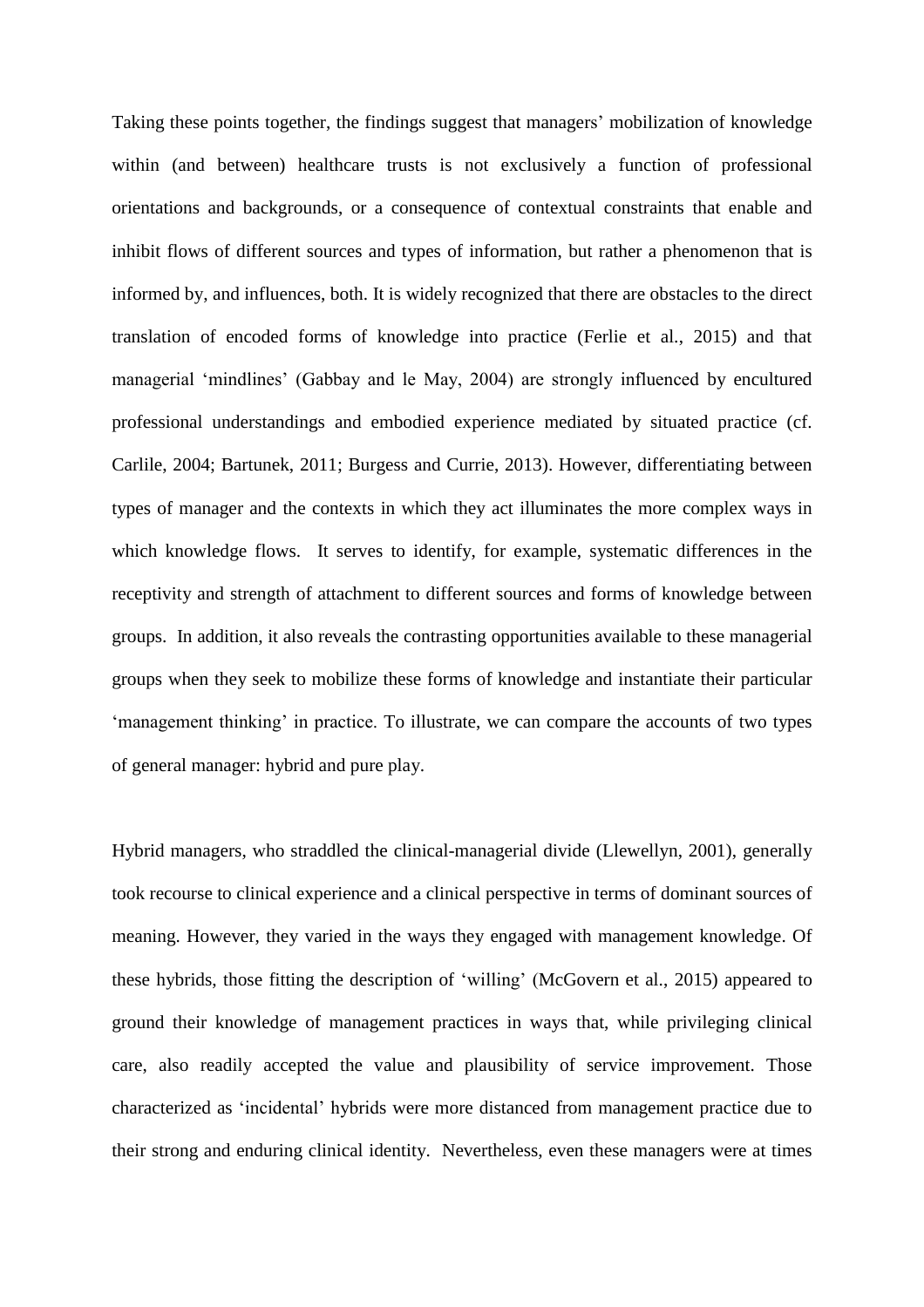Taking these points together, the findings suggest that managers' mobilization of knowledge within (and between) healthcare trusts is not exclusively a function of professional orientations and backgrounds, or a consequence of contextual constraints that enable and inhibit flows of different sources and types of information, but rather a phenomenon that is informed by, and influences, both. It is widely recognized that there are obstacles to the direct translation of encoded forms of knowledge into practice (Ferlie et al., 2015) and that managerial 'mindlines' (Gabbay and le May, 2004) are strongly influenced by encultured professional understandings and embodied experience mediated by situated practice (cf. Carlile, 2004; Bartunek, 2011; Burgess and Currie, 2013). However, differentiating between types of manager and the contexts in which they act illuminates the more complex ways in which knowledge flows. It serves to identify, for example, systematic differences in the receptivity and strength of attachment to different sources and forms of knowledge between groups. In addition, it also reveals the contrasting opportunities available to these managerial groups when they seek to mobilize these forms of knowledge and instantiate their particular 'management thinking' in practice. To illustrate, we can compare the accounts of two types of general manager: hybrid and pure play.

Hybrid managers, who straddled the clinical-managerial divide (Llewellyn, 2001), generally took recourse to clinical experience and a clinical perspective in terms of dominant sources of meaning. However, they varied in the ways they engaged with management knowledge. Of these hybrids, those fitting the description of 'willing' (McGovern et al., 2015) appeared to ground their knowledge of management practices in ways that, while privileging clinical care, also readily accepted the value and plausibility of service improvement. Those characterized as 'incidental' hybrids were more distanced from management practice due to their strong and enduring clinical identity. Nevertheless, even these managers were at times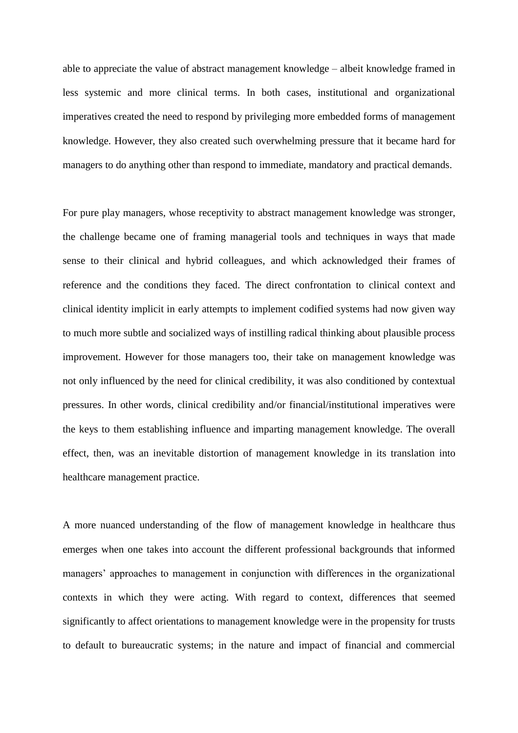able to appreciate the value of abstract management knowledge – albeit knowledge framed in less systemic and more clinical terms. In both cases, institutional and organizational imperatives created the need to respond by privileging more embedded forms of management knowledge. However, they also created such overwhelming pressure that it became hard for managers to do anything other than respond to immediate, mandatory and practical demands.

For pure play managers, whose receptivity to abstract management knowledge was stronger, the challenge became one of framing managerial tools and techniques in ways that made sense to their clinical and hybrid colleagues, and which acknowledged their frames of reference and the conditions they faced. The direct confrontation to clinical context and clinical identity implicit in early attempts to implement codified systems had now given way to much more subtle and socialized ways of instilling radical thinking about plausible process improvement. However for those managers too, their take on management knowledge was not only influenced by the need for clinical credibility, it was also conditioned by contextual pressures. In other words, clinical credibility and/or financial/institutional imperatives were the keys to them establishing influence and imparting management knowledge. The overall effect, then, was an inevitable distortion of management knowledge in its translation into healthcare management practice.

A more nuanced understanding of the flow of management knowledge in healthcare thus emerges when one takes into account the different professional backgrounds that informed managers' approaches to management in conjunction with differences in the organizational contexts in which they were acting. With regard to context, differences that seemed significantly to affect orientations to management knowledge were in the propensity for trusts to default to bureaucratic systems; in the nature and impact of financial and commercial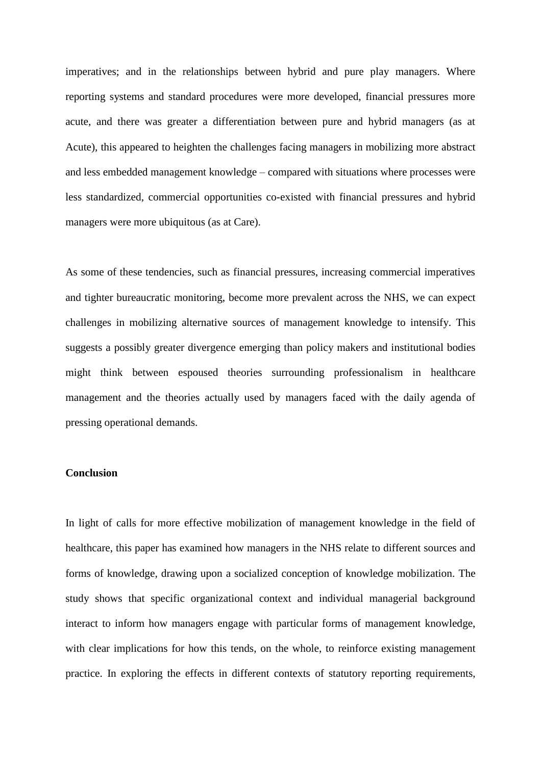imperatives; and in the relationships between hybrid and pure play managers. Where reporting systems and standard procedures were more developed, financial pressures more acute, and there was greater a differentiation between pure and hybrid managers (as at Acute), this appeared to heighten the challenges facing managers in mobilizing more abstract and less embedded management knowledge – compared with situations where processes were less standardized, commercial opportunities co-existed with financial pressures and hybrid managers were more ubiquitous (as at Care).

As some of these tendencies, such as financial pressures, increasing commercial imperatives and tighter bureaucratic monitoring, become more prevalent across the NHS, we can expect challenges in mobilizing alternative sources of management knowledge to intensify. This suggests a possibly greater divergence emerging than policy makers and institutional bodies might think between espoused theories surrounding professionalism in healthcare management and the theories actually used by managers faced with the daily agenda of pressing operational demands.

## Conclusion

In light of calls for more effective mobilization of management knowledge in the field of healthcare, this paper has examined how managers in the NHS relate to different sources and forms of knowledge, drawing upon a socialized conception of knowledge mobilization. The study shows that specific organizational context and individual managerial background interact to inform how managers engage with particular forms of management knowledge, with clear implications for how this tends, on the whole, to reinforce existing management practice. In exploring the effects in different contexts of statutory reporting requirements,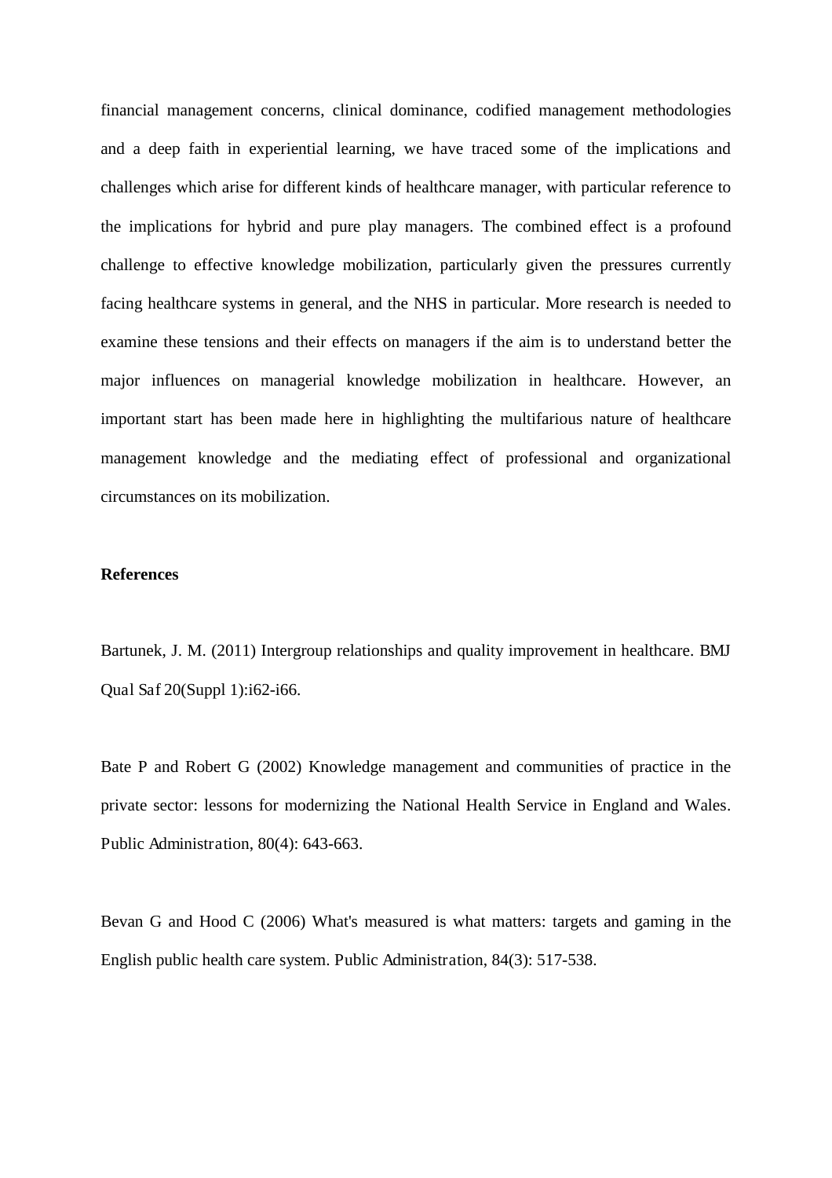financial management concerns, clinical dominance, codified management methodologies and a deep faith in experiential learning, we have traced some of the implications and challenges which arise for different kinds of healthcare manager, with particular reference to the implications for hybrid and pure play managers. The combined effect is a profound challenge to effective knowledge mobilization, particularly given the pressures currently facing healthcare systems in general, and the NHS in particular. More research is needed to examine these tensions and their effects on managers if the aim is to understand better the major influences on managerial knowledge mobilization in healthcare. However, an important start has been made here in highlighting the multifarious nature of healthcare management knowledge and the mediating effect of professional and organizational circumstances on its mobilization.

**References**

Bartunek, J. M. (2011) Intergroup relationships and quality improvement in healthcare. BMJ Qual Saf 20(Suppl 1):i62-i66.

Bate P and Robert G (2002) Knowledge management and communities of practice in the private sector: lessons for modernizing the National Health Service in England and Wales. Public Administration, 80(4): 643-663.

Bevan G and Hood C (2006) What's measured is what matters: targets and gaming in the English public health care system. Public Administration, 84(3): 517-538.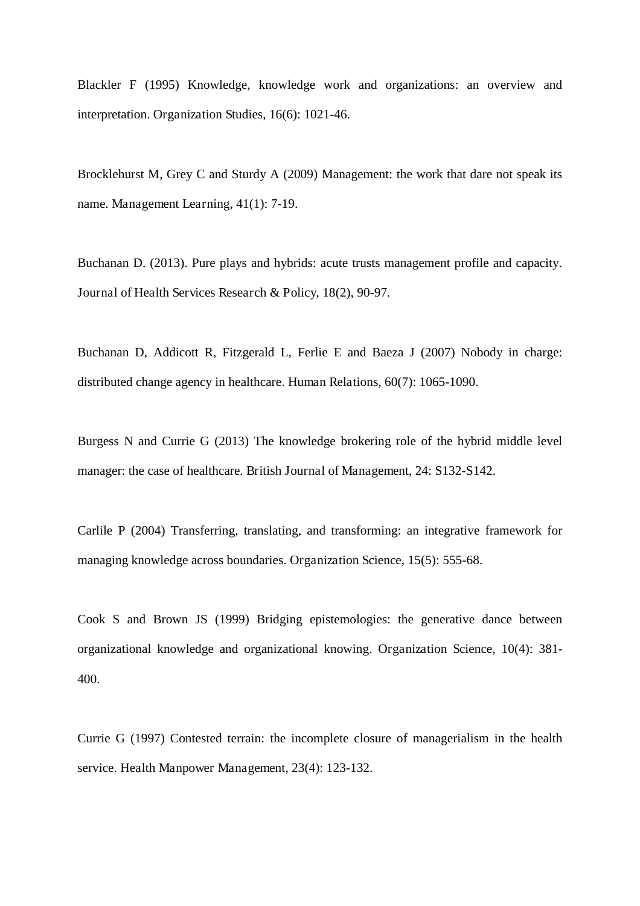Blackler F (1995) Knowledge, knowledge work and organizations: an overview and interpretation. Organization Studies, 16(6): 1021-46.

Brocklehurst M, Grey C and Sturdy A (2009) Management: the work that dare not speak its name. Management Learning, 41(1): 7-19.

Buchanan D. (2013). Pure plays and hybrids: acute trusts management profile and capacity. Journal of Health Services Research & Policy, 18(2), 90-97.

Buchanan D, Addicott R, Fitzgerald L, Ferlie E and Baeza J (2007) Nobody in charge: distributed change agency in healthcare. Human Relations, 60(7): 1065-1090.

Burgess N and Currie G (2013) The knowledge brokering role of the hybrid middle level manager: the case of healthcare. British Journal of Management, 24: S132-S142.

Carlile P (2004) Transferring, translating, and transforming: an integrative framework for managing knowledge across boundaries. Organization Science, 15(5): 555-68.

Cook S and Brown JS (1999) Bridging epistemologies: the generative dance between organizational knowledge and organizational knowing. Organization Science, 10(4): 381-400.

Currie G (1997) Contested terrain: the incomplete closure of managerialism in the health service. Health Manpower Management, 23(4): 123-132.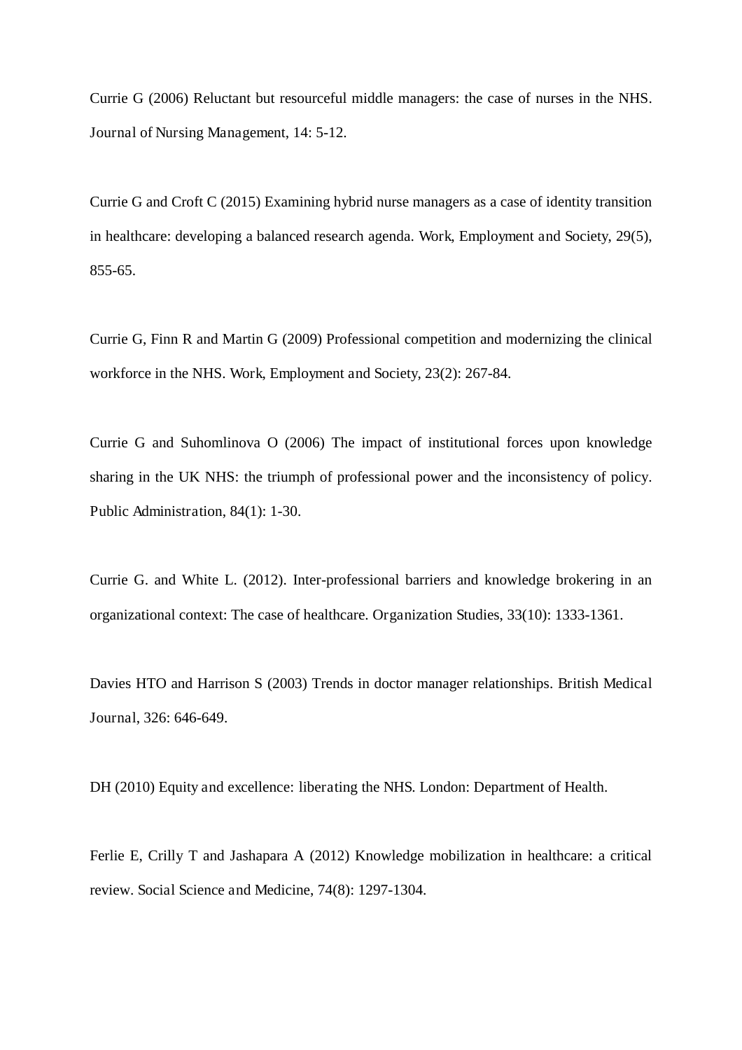Currie G (2006) Reluctant but resourceful middle managers: the case of nurses in the NHS. Journal of Nursing Management, 14: 5-12.

Currie G and Croft C (2015) Examining hybrid nurse managers as a case of identity transition in healthcare: developing a balanced research agenda. Work, Employment and Society, 29(5), 855-65.

Currie G, Finn R and Martin G (2009) Professional competition and modernizing the clinical workforce in the NHS. Work, Employment and Society, 23(2): 267-84.

Currie G and Suhomlinova O (2006) The impact of institutional forces upon knowledge sharing in the UK NHS: the triumph of professional power and the inconsistency of policy. Public Administration, 84(1): 1-30.

Currie G. and White L. (2012). Inter-professional barriers and knowledge brokering in an organizational context: The case of healthcare. Organization Studies, 33(10): 1333-1361.

Davies HTO and Harrison S (2003) Trends in doctor manager relationships. British Medical Journal, 326: 646-649.

DH (2010) Equity and excellence: liberating the NHS. London: Department of Health.

Ferlie E, Crilly T and Jashapara A (2012) Knowledge mobilization in healthcare: a critical review. Social Science and Medicine, 74(8): 1297-1304.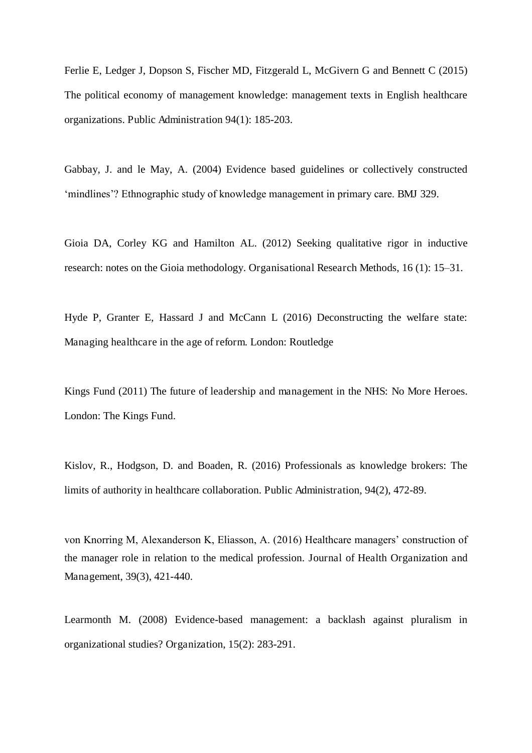Ferlie E, Ledger J, Dopson S, Fischer MD, Fitzgerald L, McGivern G and Bennett C (2015) The political economy of management knowledge: management texts in English healthcare organizations. Public Administration 94(1): 185-203.

Gabbay, J. and le May, A. (2004) Evidence based guidelines or collectively constructed 'mindlines'? Ethnographic study of knowledge management in primary care. BMJ 329.

Gioia DA, Corley KG and Hamilton AL. (2012) Seeking qualitative rigor in inductive research: notes on the Gioia methodology. Organisational Research Methods, 16 (1): 15–31.

Hyde P, Granter E, Hassard J and McCann L (2016) Deconstructing the welfare state: Managing healthcare in the age of reform. London: Routledge

Kings Fund (2011) The future of leadership and management in the NHS: No More Heroes. London: The Kings Fund.

Kislov, R., Hodgson, D. and Boaden, R. (2016) Professionals as knowledge brokers: The limits of authority in healthcare collaboration. Public Administration, 94(2), 472-89.

von Knorring M, Alexanderson K, Eliasson, A. (2016) Healthcare managers' construction of the manager role in relation to the medical profession. Journal of Health Organization and Management, 39(3), 421-440.

Learmonth M. (2008) Evidence-based management: a backlash against pluralism in organizational studies? Organization, 15(2): 283-291.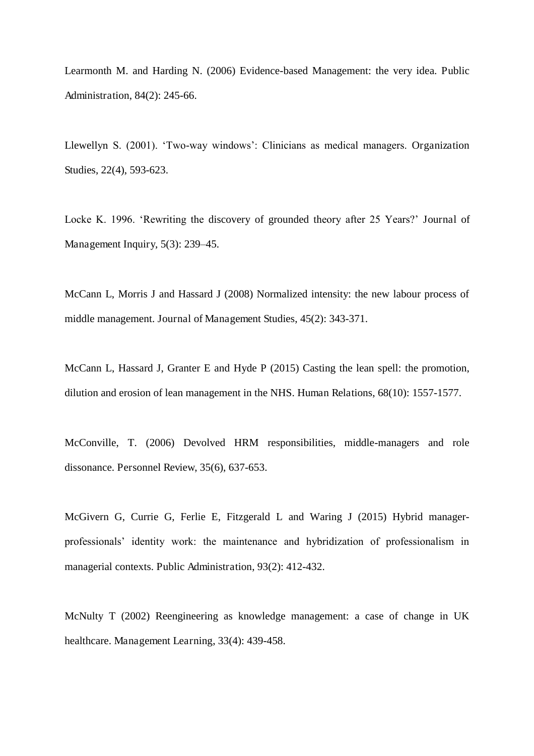Learmonth M. and Harding N. (2006) Evidence-based Management: the very idea. Public Administration, 84(2): 245-66.

Llewellyn S. (2001). 'Two-way windows': Clinicians as medical managers. Organization Studies, 22(4), 593-623.

Locke K. 1996. 'Rewriting the discovery of grounded theory after 25 Years?' Journal of Management Inquiry, 5(3): 239–45.

McCann L, Morris J and Hassard J (2008) Normalized intensity: the new labour process of middle management. Journal of Management Studies, 45(2): 343-371.

McCann L, Hassard J, Granter E and Hyde P (2015) Casting the lean spell: the promotion, dilution and erosion of lean management in the NHS. Human Relations, 68(10): 1557-1577.

McConville, T. (2006) Devolved HRM responsibilities, middle-managers and role dissonance. Personnel Review, 35(6), 637-653.

McGivern G, Currie G, Ferlie E, Fitzgerald L and Waring J (2015) Hybrid manager-professionals' identity work: the maintenance and hybridization of professionalism in managerial contexts. Public Administration, 93(2): 412-432.

McNulty T (2002) Reengineering as knowledge management: a case of change in UK healthcare. Management Learning, 33(4): 439-458.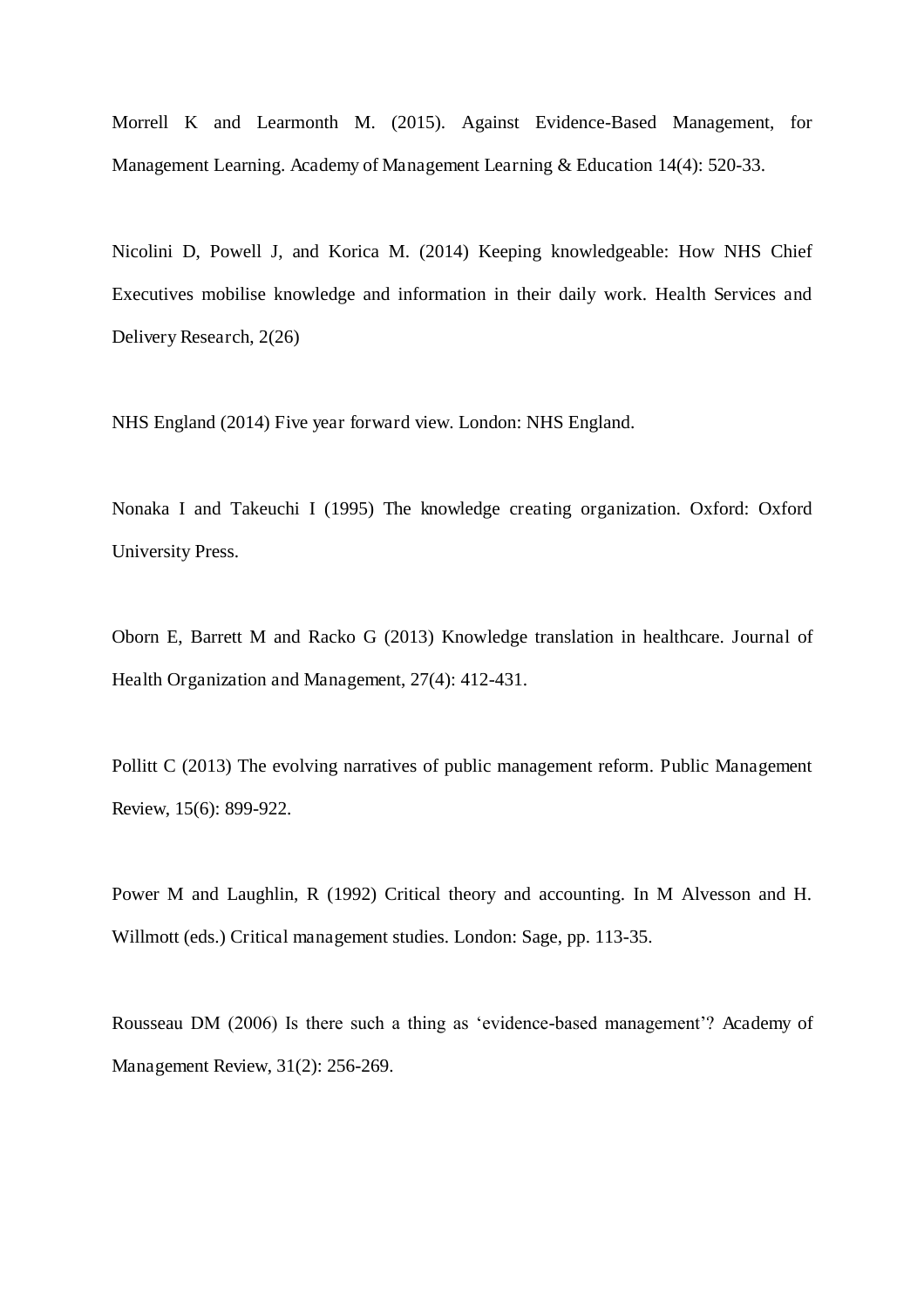Morrell K and Learmonth M. (2015). Against Evidence-Based Management, for Management Learning. Academy of Management Learning & Education 14(4): 520-33.

Nicolini D, Powell J, and Korica M. (2014) Keeping knowledgeable: How NHS Chief Executives mobilise knowledge and information in their daily work. Health Services and Delivery Research, 2(26)

NHS England (2014) Five year forward view. London: NHS England.

Nonaka I and Takeuchi I (1995) The knowledge creating organization. Oxford: Oxford University Press.

Oborn E, Barrett M and Racko G (2013) Knowledge translation in healthcare. Journal of Health Organization and Management, 27(4): 412-431.

Pollitt C (2013) The evolving narratives of public management reform. Public Management Review, 15(6): 899-922.

Power M and Laughlin, R (1992) Critical theory and accounting. In M Alvesson and H. Willmott (eds.) Critical management studies. London: Sage, pp. 113-35.

Rousseau DM (2006) Is there such a thing as 'evidence-based management'? Academy of Management Review, 31(2): 256-269.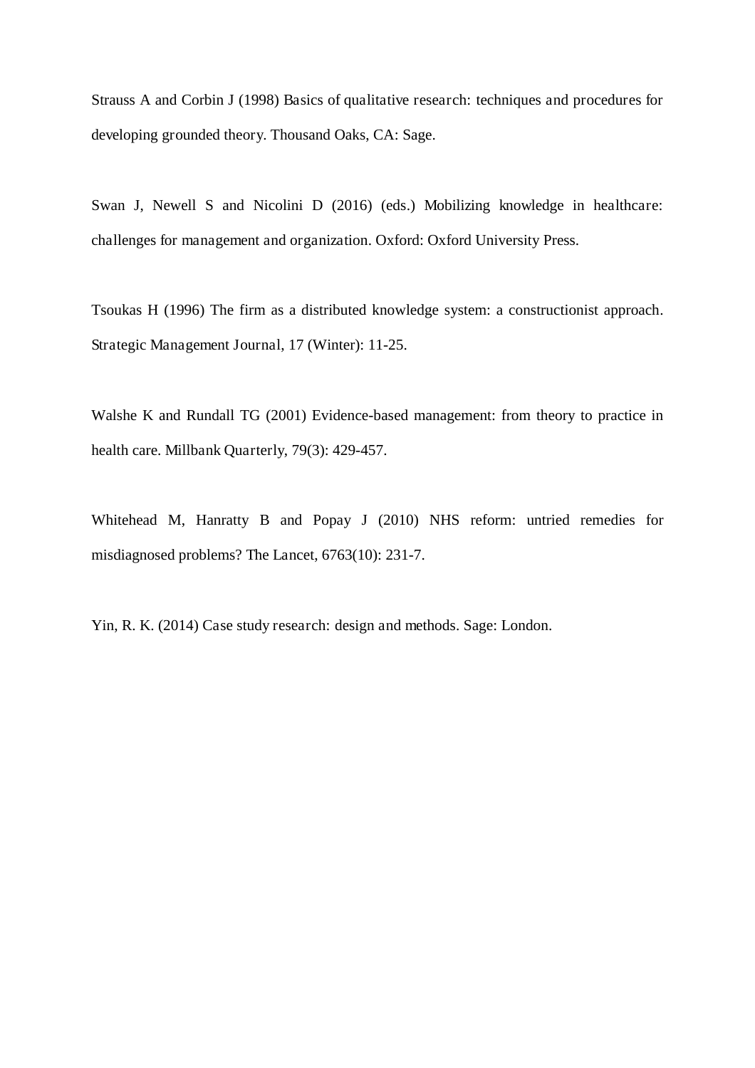Strauss A and Corbin J (1998) Basics of qualitative research: techniques and procedures for developing grounded theory. Thousand Oaks, CA: Sage.

Swan J, Newell S and Nicolini D (2016) (eds.) Mobilizing knowledge in healthcare: challenges for management and organization. Oxford: Oxford University Press.

Tsoukas H (1996) The firm as a distributed knowledge system: a constructionist approach. Strategic Management Journal, 17 (Winter): 11-25.

Walshe K and Rundall TG (2001) Evidence-based management: from theory to practice in health care. Millbank Quarterly, 79(3): 429-457.

Whitehead M, Hanratty B and Popay J (2010) NHS reform: untried remedies for misdiagnosed problems? The Lancet, 6763(10): 231-7.

Yin, R. K. (2014) Case study research: design and methods. Sage: London.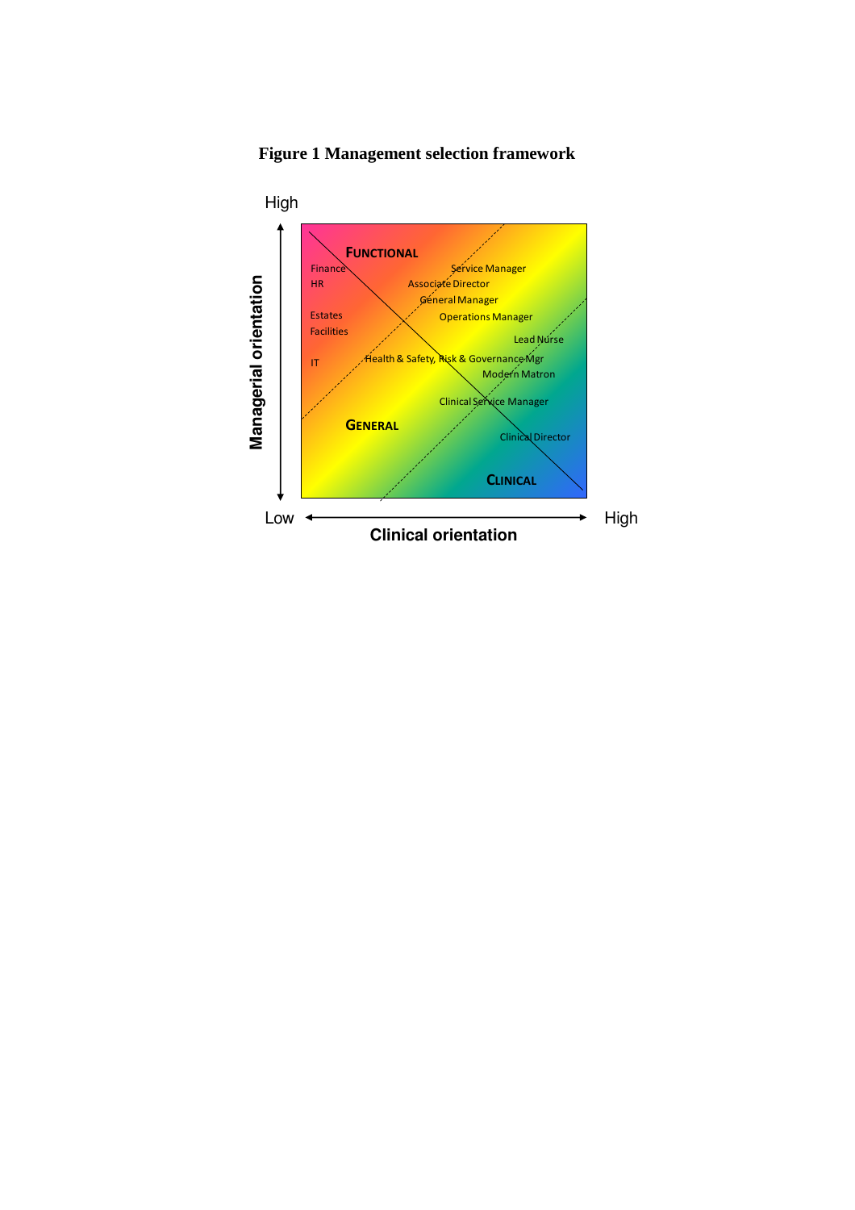**Figure 1 Management selection framework**

High

Managerial orientation

FUNCTIONAL

Finance

HR

Estates

Facilities

IT

Service Manager

Associate Director

General Manager

Operations Manager

Lead Nurse

Health & Safety, Risk & Governance Mgr

Modern Matron

Clinical Service Manager

GENERAL

Clinical Director

CLINICAL

Low

High

Clinical orientation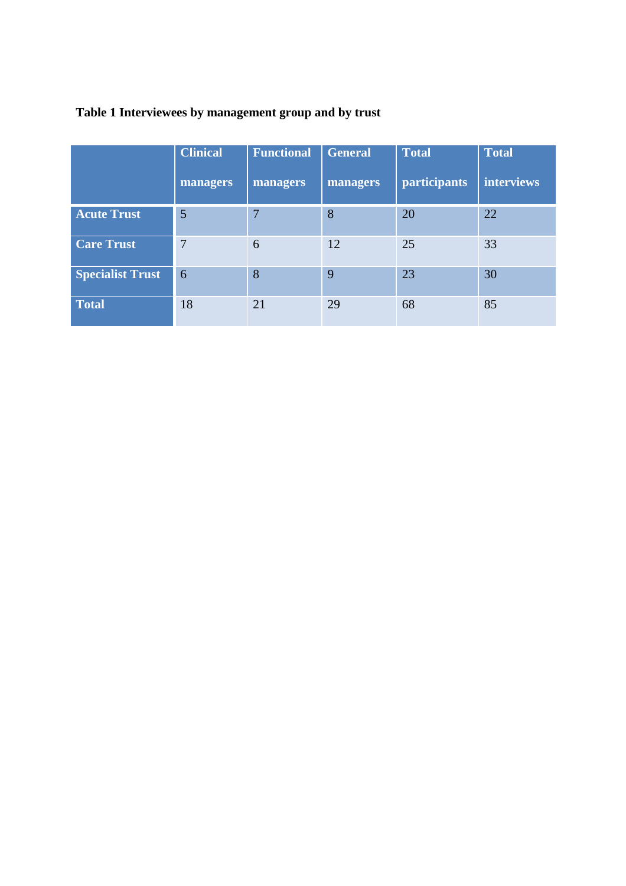**Table 1 Interviewees by management group and by trust**

| | Clinical managers | Functional managers | General managers | Total participants | Total interviews |
|---|---|---|---|---|---|
| **Acute Trust** | 5 | 7 | 8 | 20 | 22 |
| **Care Trust** | 7 | 6 | 12 | 25 | 33 |
| **Specialist Trust** | 6 | 8 | 9 | 23 | 30 |
| **Total** | 18 | 21 | 29 | 68 | 85 |